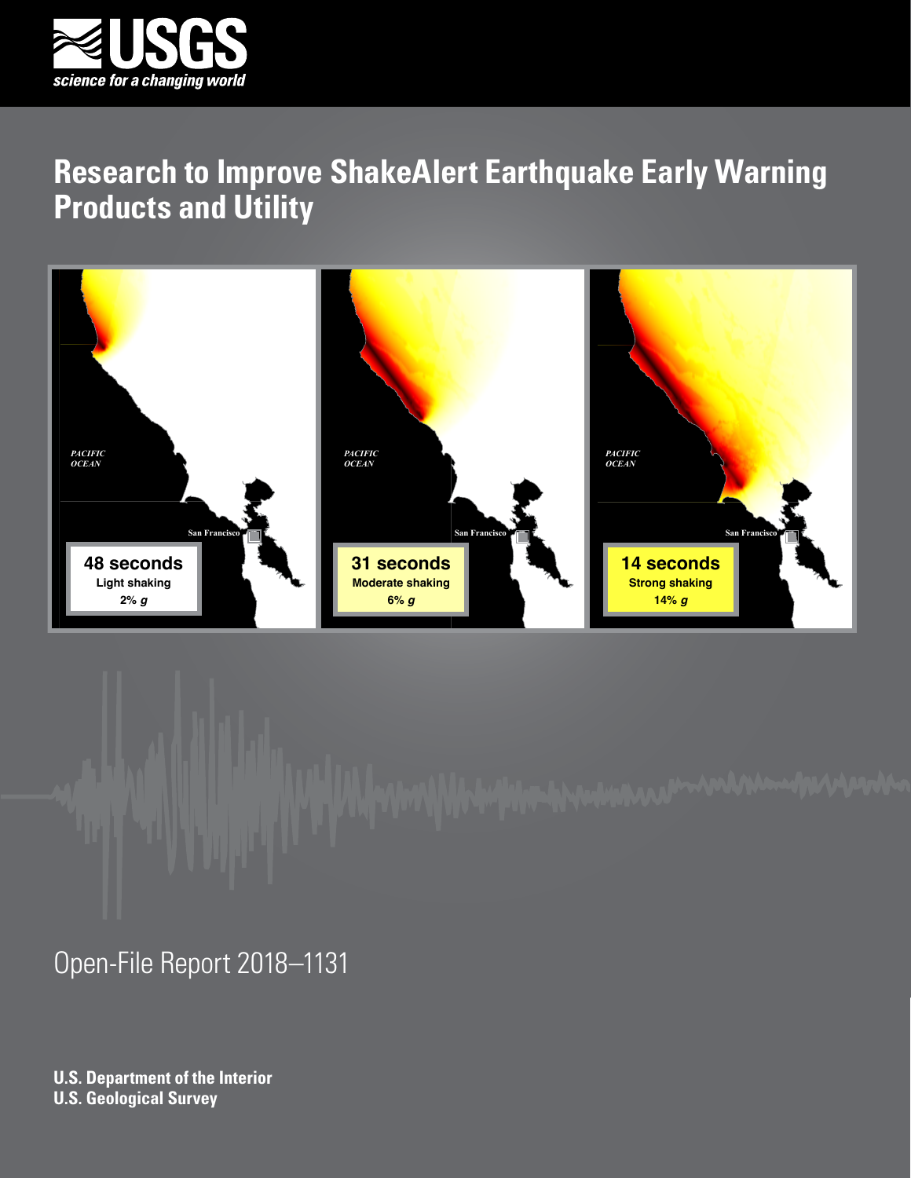# Research to Improve ShakeAlert Earthquake Early Warning Products and Utility

| 48 seconds | 31 seconds | 14 seconds |
| --- | --- | --- |
| Light shaking | Moderate shaking | Strong shaking |
| 2% *g* | 6% *g* | 14% *g* |

Open-File Report 2018–1131

**U.S. Department of the Interior**
**U.S. Geological Survey**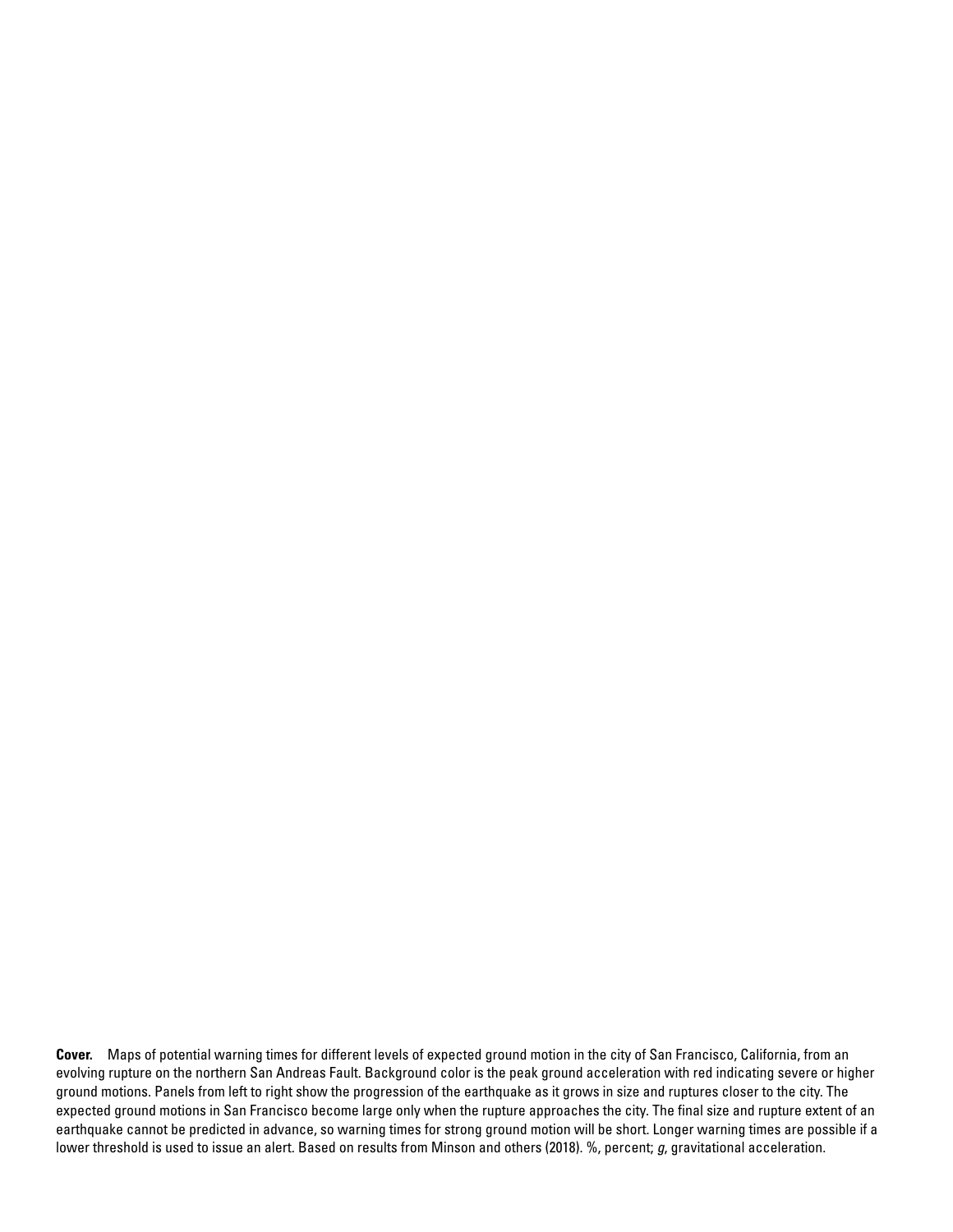**Cover.** Maps of potential warning times for different levels of expected ground motion in the city of San Francisco, California, from an evolving rupture on the northern San Andreas Fault. Background color is the peak ground acceleration with red indicating severe or higher ground motions. Panels from left to right show the progression of the earthquake as it grows in size and ruptures closer to the city. The expected ground motions in San Francisco become large only when the rupture approaches the city. The final size and rupture extent of an earthquake cannot be predicted in advance, so warning times for strong ground motion will be short. Longer warning times are possible if a lower threshold is used to issue an alert. Based on results from Minson and others (2018). %, percent; *g*, gravitational acceleration.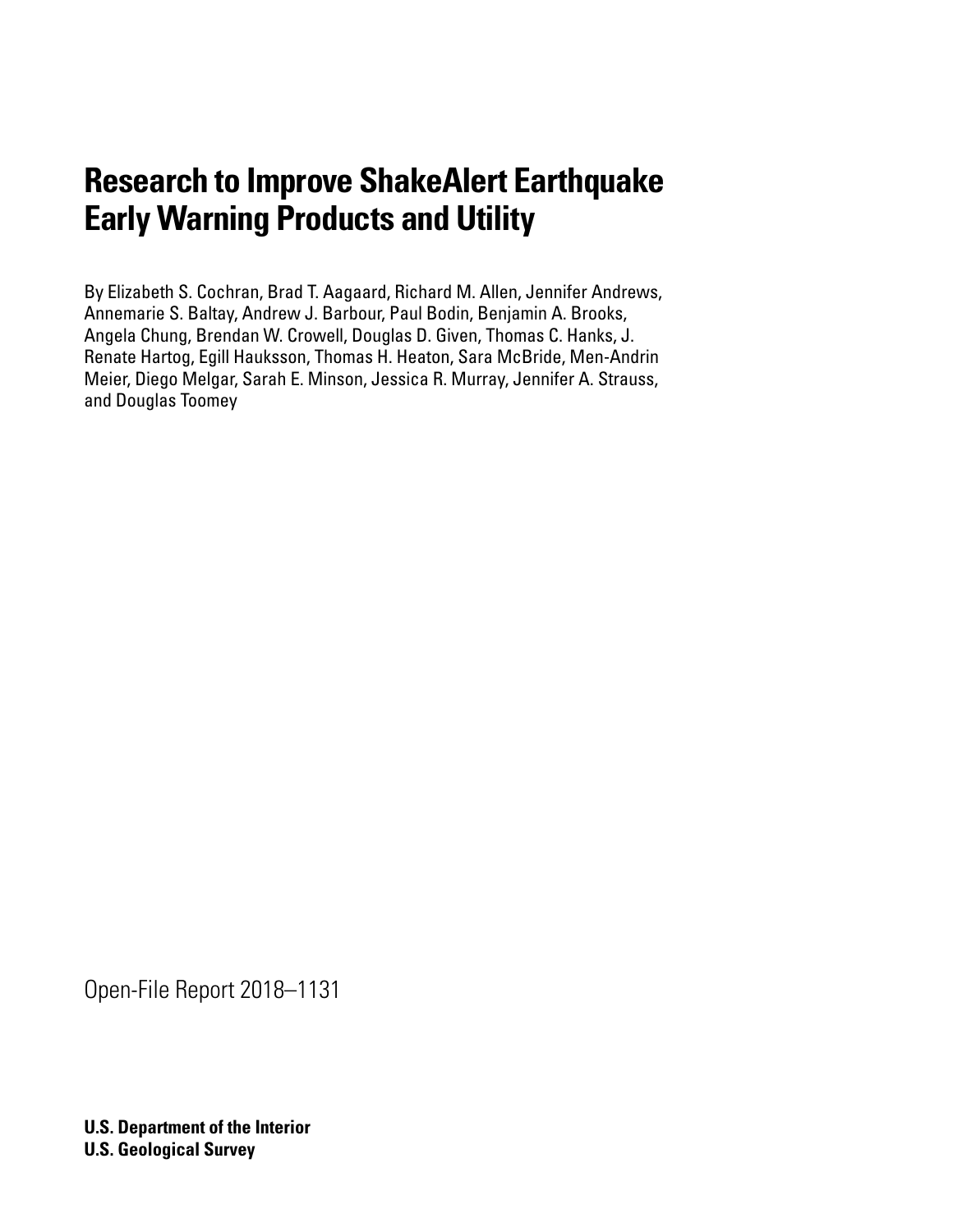# Research to Improve ShakeAlert Earthquake Early Warning Products and Utility

By Elizabeth S. Cochran, Brad T. Aagaard, Richard M. Allen, Jennifer Andrews, Annemarie S. Baltay, Andrew J. Barbour, Paul Bodin, Benjamin A. Brooks, Angela Chung, Brendan W. Crowell, Douglas D. Given, Thomas C. Hanks, J. Renate Hartog, Egill Hauksson, Thomas H. Heaton, Sara McBride, Men-Andrin Meier, Diego Melgar, Sarah E. Minson, Jessica R. Murray, Jennifer A. Strauss, and Douglas Toomey

Open-File Report 2018–1131

**U.S. Department of the Interior**
**U.S. Geological Survey**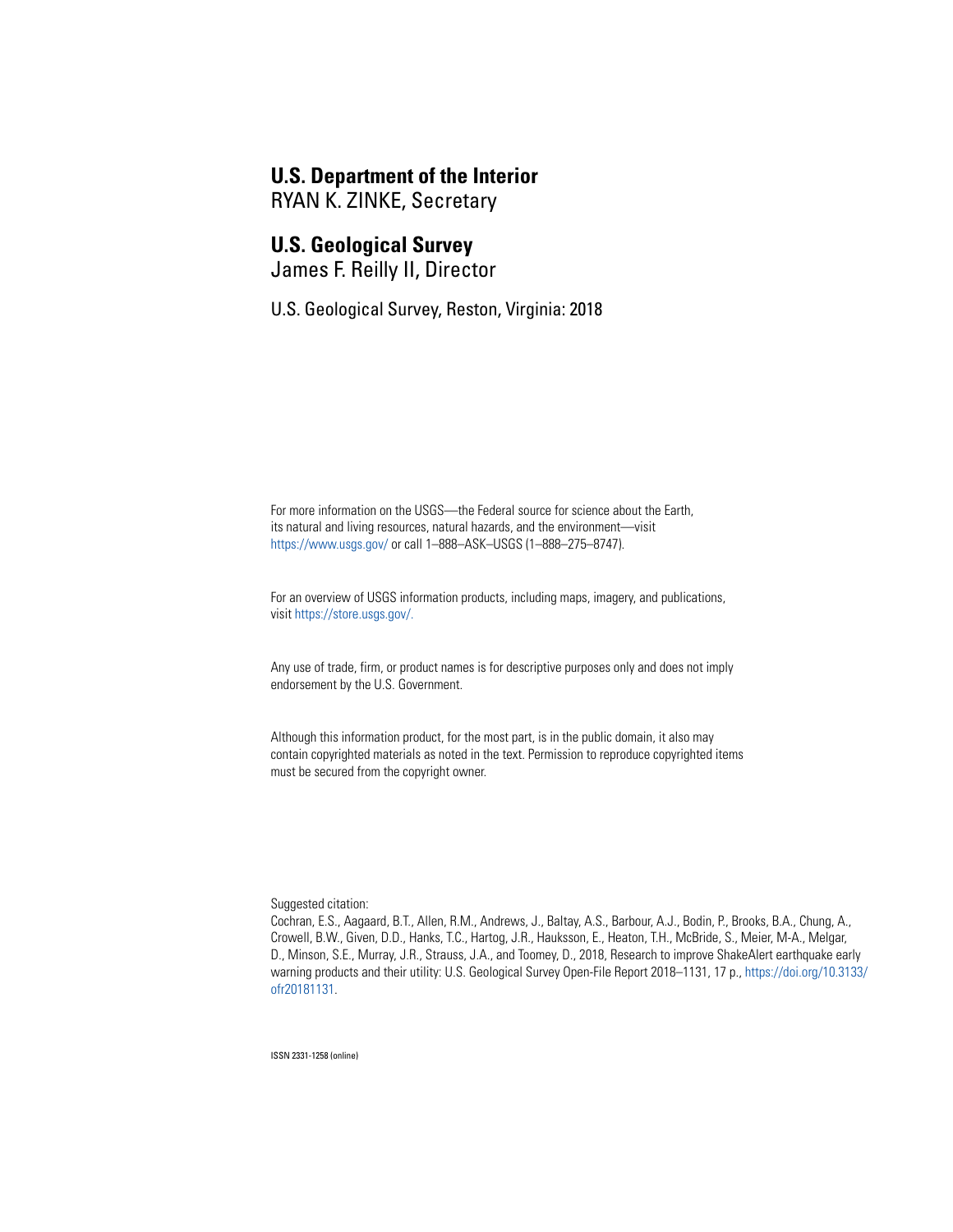**U.S. Department of the Interior**
RYAN K. ZINKE, Secretary

**U.S. Geological Survey**
James F. Reilly II, Director

U.S. Geological Survey, Reston, Virginia: 2018

For more information on the USGS—the Federal source for science about the Earth, its natural and living resources, natural hazards, and the environment—visit https://www.usgs.gov/ or call 1–888–ASK–USGS (1–888–275–8747).

For an overview of USGS information products, including maps, imagery, and publications, visit https://store.usgs.gov/.

Any use of trade, firm, or product names is for descriptive purposes only and does not imply endorsement by the U.S. Government.

Although this information product, for the most part, is in the public domain, it also may contain copyrighted materials as noted in the text. Permission to reproduce copyrighted items must be secured from the copyright owner.

Suggested citation:
Cochran, E.S., Aagaard, B.T., Allen, R.M., Andrews, J., Baltay, A.S., Barbour, A.J., Bodin, P., Brooks, B.A., Chung, A., Crowell, B.W., Given, D.D., Hanks, T.C., Hartog, J.R., Hauksson, E., Heaton, T.H., McBride, S., Meier, M-A., Melgar, D., Minson, S.E., Murray, J.R., Strauss, J.A., and Toomey, D., 2018, Research to improve ShakeAlert earthquake early warning products and their utility: U.S. Geological Survey Open-File Report 2018–1131, 17 p., https://doi.org/10.3133/ofr20181131.

ISSN 2331-1258 (online)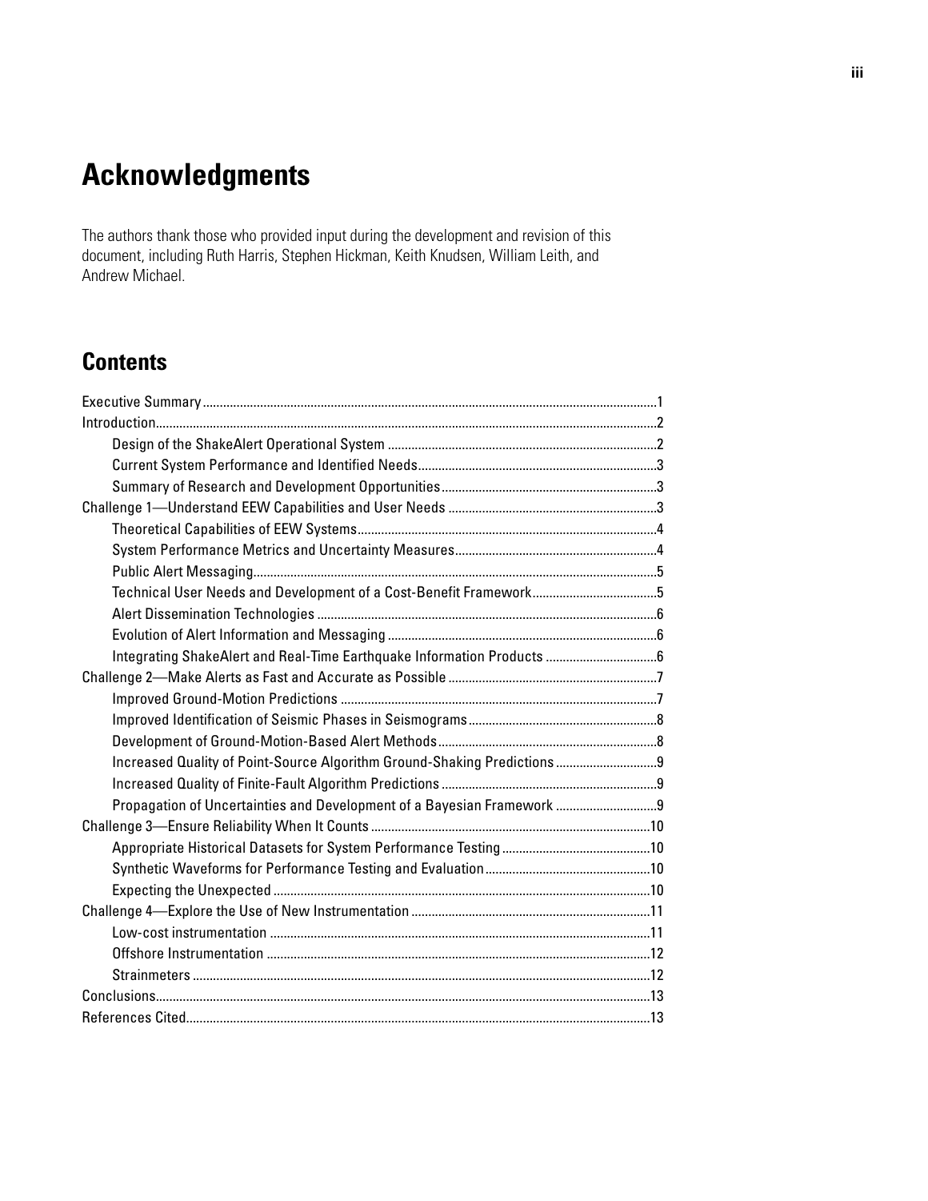# Acknowledgments

The authors thank those who provided input during the development and revision of this document, including Ruth Harris, Stephen Hickman, Keith Knudsen, William Leith, and Andrew Michael.

# Contents

Executive Summary ....................................................................................................................................1

Introduction..................................................................................................................................................2

    Design of the ShakeAlert Operational System ...............................................................................2

    Current System Performance and Identified Needs......................................................................3

    Summary of Research and Development Opportunities...............................................................3

Challenge 1—Understand EEW Capabilities and User Needs .............................................................3

    Theoretical Capabilities of EEW Systems........................................................................................4

    System Performance Metrics and Uncertainty Measures...........................................................4

    Public Alert Messaging......................................................................................................................5

    Technical User Needs and Development of a Cost-Benefit Framework....................................5

    Alert Dissemination Technologies ...................................................................................................6

    Evolution of Alert Information and Messaging ...............................................................................6

    Integrating ShakeAlert and Real-Time Earthquake Information Products ................................6

Challenge 2—Make Alerts as Fast and Accurate as Possible .............................................................7

    Improved Ground-Motion Predictions .............................................................................................7

    Improved Identification of Seismic Phases in Seismograms.......................................................8

    Development of Ground-Motion-Based Alert Methods................................................................8

    Increased Quality of Point-Source Algorithm Ground-Shaking Predictions .............................9

    Increased Quality of Finite-Fault Algorithm Predictions ...............................................................9

    Propagation of Uncertainties and Development of a Bayesian Framework .............................9

Challenge 3—Ensure Reliability When It Counts ..................................................................................10

    Appropriate Historical Datasets for System Performance Testing ............................................10

    Synthetic Waveforms for Performance Testing and Evaluation.................................................10

    Expecting the Unexpected ...............................................................................................................10

Challenge 4—Explore the Use of New Instrumentation ......................................................................11

    Low-cost instrumentation ................................................................................................................11

    Offshore Instrumentation ................................................................................................................12

    Strainmeters ......................................................................................................................................12

Conclusions................................................................................................................................................13

References Cited........................................................................................................................................13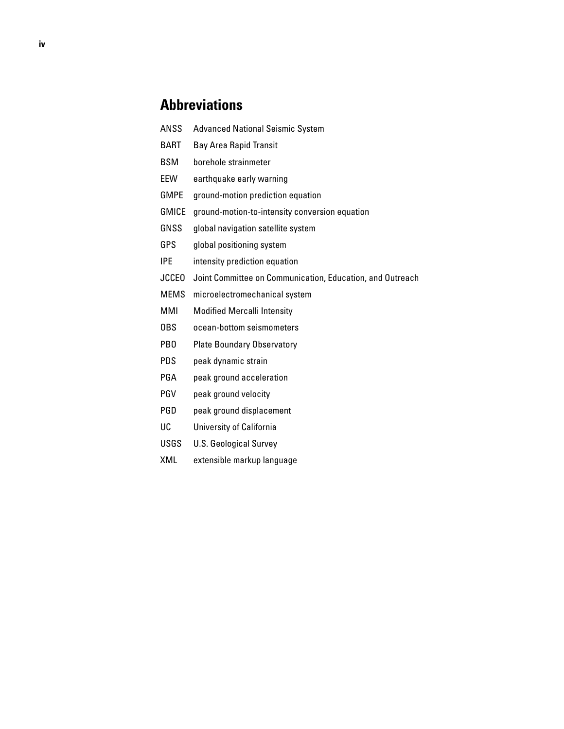## Abbreviations

| | |
|---|---|
| ANSS | Advanced National Seismic System |
| BART | Bay Area Rapid Transit |
| BSM | borehole strainmeter |
| EEW | earthquake early warning |
| GMPE | ground-motion prediction equation |
| GMICE | ground-motion-to-intensity conversion equation |
| GNSS | global navigation satellite system |
| GPS | global positioning system |
| IPE | intensity prediction equation |
| JCCEO | Joint Committee on Communication, Education, and Outreach |
| MEMS | microelectromechanical system |
| MMI | Modified Mercalli Intensity |
| OBS | ocean-bottom seismometers |
| PBO | Plate Boundary Observatory |
| PDS | peak dynamic strain |
| PGA | peak ground acceleration |
| PGV | peak ground velocity |
| PGD | peak ground displacement |
| UC | University of California |
| USGS | U.S. Geological Survey |
| XML | extensible markup language |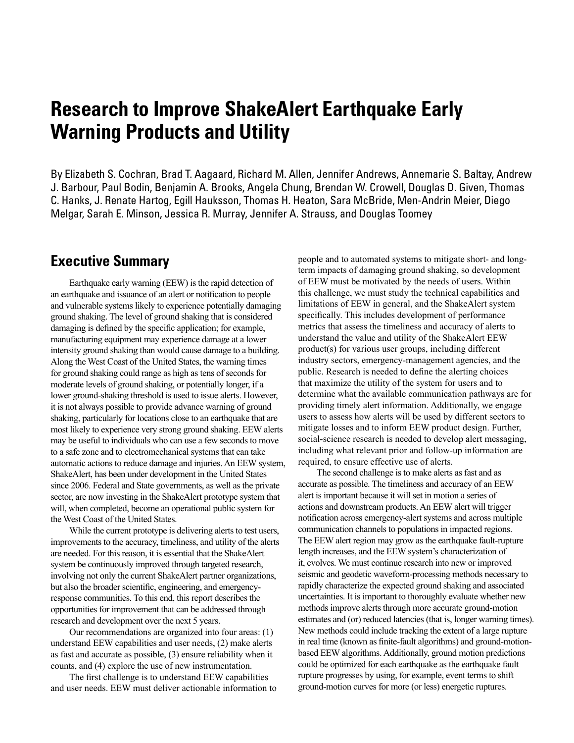# Research to Improve ShakeAlert Earthquake Early Warning Products and Utility

By Elizabeth S. Cochran, Brad T. Aagaard, Richard M. Allen, Jennifer Andrews, Annemarie S. Baltay, Andrew J. Barbour, Paul Bodin, Benjamin A. Brooks, Angela Chung, Brendan W. Crowell, Douglas D. Given, Thomas C. Hanks, J. Renate Hartog, Egill Hauksson, Thomas H. Heaton, Sara McBride, Men-Andrin Meier, Diego Melgar, Sarah E. Minson, Jessica R. Murray, Jennifer A. Strauss, and Douglas Toomey

## Executive Summary

Earthquake early warning (EEW) is the rapid detection of an earthquake and issuance of an alert or notification to people and vulnerable systems likely to experience potentially damaging ground shaking. The level of ground shaking that is considered damaging is defined by the specific application; for example, manufacturing equipment may experience damage at a lower intensity ground shaking than would cause damage to a building. Along the West Coast of the United States, the warning times for ground shaking could range as high as tens of seconds for moderate levels of ground shaking, or potentially longer, if a lower ground-shaking threshold is used to issue alerts. However, it is not always possible to provide advance warning of ground shaking, particularly for locations close to an earthquake that are most likely to experience very strong ground shaking. EEW alerts may be useful to individuals who can use a few seconds to move to a safe zone and to electromechanical systems that can take automatic actions to reduce damage and injuries. An EEW system, ShakeAlert, has been under development in the United States since 2006. Federal and State governments, as well as the private sector, are now investing in the ShakeAlert prototype system that will, when completed, become an operational public system for the West Coast of the United States.

While the current prototype is delivering alerts to test users, improvements to the accuracy, timeliness, and utility of the alerts are needed. For this reason, it is essential that the ShakeAlert system be continuously improved through targeted research, involving not only the current ShakeAlert partner organizations, but also the broader scientific, engineering, and emergency-response communities. To this end, this report describes the opportunities for improvement that can be addressed through research and development over the next 5 years.

Our recommendations are organized into four areas: (1) understand EEW capabilities and user needs, (2) make alerts as fast and accurate as possible, (3) ensure reliability when it counts, and (4) explore the use of new instrumentation.

The first challenge is to understand EEW capabilities and user needs. EEW must deliver actionable information to people and to automated systems to mitigate short- and long-term impacts of damaging ground shaking, so development of EEW must be motivated by the needs of users. Within this challenge, we must study the technical capabilities and limitations of EEW in general, and the ShakeAlert system specifically. This includes development of performance metrics that assess the timeliness and accuracy of alerts to understand the value and utility of the ShakeAlert EEW product(s) for various user groups, including different industry sectors, emergency-management agencies, and the public. Research is needed to define the alerting choices that maximize the utility of the system for users and to determine what the available communication pathways are for providing timely alert information. Additionally, we engage users to assess how alerts will be used by different sectors to mitigate losses and to inform EEW product design. Further, social-science research is needed to develop alert messaging, including what relevant prior and follow-up information are required, to ensure effective use of alerts.

The second challenge is to make alerts as fast and as accurate as possible. The timeliness and accuracy of an EEW alert is important because it will set in motion a series of actions and downstream products. An EEW alert will trigger notification across emergency-alert systems and across multiple communication channels to populations in impacted regions. The EEW alert region may grow as the earthquake fault-rupture length increases, and the EEW system's characterization of it, evolves. We must continue research into new or improved seismic and geodetic waveform-processing methods necessary to rapidly characterize the expected ground shaking and associated uncertainties. It is important to thoroughly evaluate whether new methods improve alerts through more accurate ground-motion estimates and (or) reduced latencies (that is, longer warning times). New methods could include tracking the extent of a large rupture in real time (known as finite-fault algorithms) and ground-motion-based EEW algorithms. Additionally, ground motion predictions could be optimized for each earthquake as the earthquake fault rupture progresses by using, for example, event terms to shift ground-motion curves for more (or less) energetic ruptures.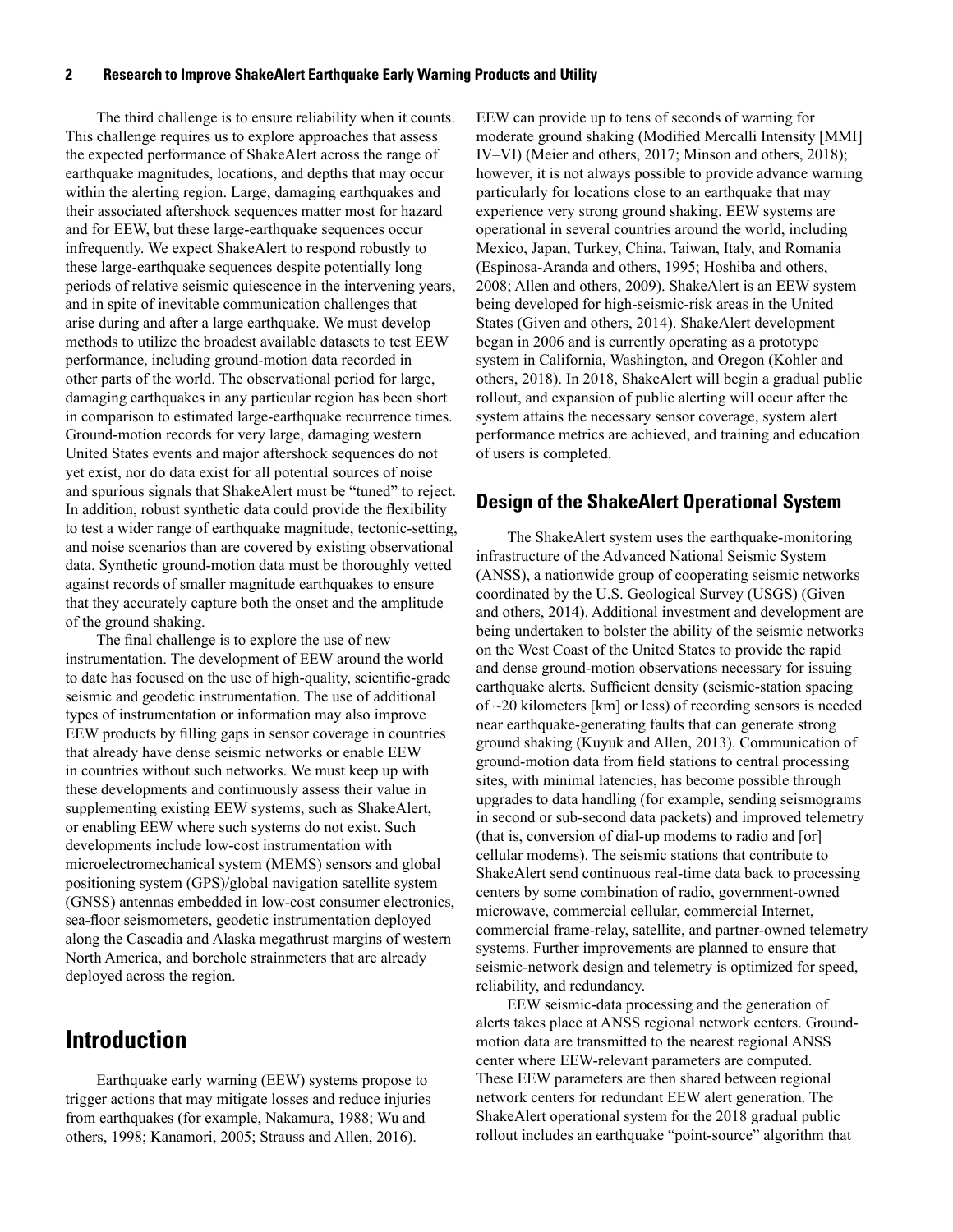The third challenge is to ensure reliability when it counts. This challenge requires us to explore approaches that assess the expected performance of ShakeAlert across the range of earthquake magnitudes, locations, and depths that may occur within the alerting region. Large, damaging earthquakes and their associated aftershock sequences matter most for hazard and for EEW, but these large-earthquake sequences occur infrequently. We expect ShakeAlert to respond robustly to these large-earthquake sequences despite potentially long periods of relative seismic quiescence in the intervening years, and in spite of inevitable communication challenges that arise during and after a large earthquake. We must develop methods to utilize the broadest available datasets to test EEW performance, including ground-motion data recorded in other parts of the world. The observational period for large, damaging earthquakes in any particular region has been short in comparison to estimated large-earthquake recurrence times. Ground-motion records for very large, damaging western United States events and major aftershock sequences do not yet exist, nor do data exist for all potential sources of noise and spurious signals that ShakeAlert must be "tuned" to reject. In addition, robust synthetic data could provide the flexibility to test a wider range of earthquake magnitude, tectonic-setting, and noise scenarios than are covered by existing observational data. Synthetic ground-motion data must be thoroughly vetted against records of smaller magnitude earthquakes to ensure that they accurately capture both the onset and the amplitude of the ground shaking.

The final challenge is to explore the use of new instrumentation. The development of EEW around the world to date has focused on the use of high-quality, scientific-grade seismic and geodetic instrumentation. The use of additional types of instrumentation or information may also improve EEW products by filling gaps in sensor coverage in countries that already have dense seismic networks or enable EEW in countries without such networks. We must keep up with these developments and continuously assess their value in supplementing existing EEW systems, such as ShakeAlert, or enabling EEW where such systems do not exist. Such developments include low-cost instrumentation with microelectromechanical system (MEMS) sensors and global positioning system (GPS)/global navigation satellite system (GNSS) antennas embedded in low-cost consumer electronics, sea-floor seismometers, geodetic instrumentation deployed along the Cascadia and Alaska megathrust margins of western North America, and borehole strainmeters that are already deployed across the region.

# Introduction

Earthquake early warning (EEW) systems propose to trigger actions that may mitigate losses and reduce injuries from earthquakes (for example, Nakamura, 1988; Wu and others, 1998; Kanamori, 2005; Strauss and Allen, 2016). EEW can provide up to tens of seconds of warning for moderate ground shaking (Modified Mercalli Intensity [MMI] IV–VI) (Meier and others, 2017; Minson and others, 2018); however, it is not always possible to provide advance warning particularly for locations close to an earthquake that may experience very strong ground shaking. EEW systems are operational in several countries around the world, including Mexico, Japan, Turkey, China, Taiwan, Italy, and Romania (Espinosa-Aranda and others, 1995; Hoshiba and others, 2008; Allen and others, 2009). ShakeAlert is an EEW system being developed for high-seismic-risk areas in the United States (Given and others, 2014). ShakeAlert development began in 2006 and is currently operating as a prototype system in California, Washington, and Oregon (Kohler and others, 2018). In 2018, ShakeAlert will begin a gradual public rollout, and expansion of public alerting will occur after the system attains the necessary sensor coverage, system alert performance metrics are achieved, and training and education of users is completed.

## Design of the ShakeAlert Operational System

The ShakeAlert system uses the earthquake-monitoring infrastructure of the Advanced National Seismic System (ANSS), a nationwide group of cooperating seismic networks coordinated by the U.S. Geological Survey (USGS) (Given and others, 2014). Additional investment and development are being undertaken to bolster the ability of the seismic networks on the West Coast of the United States to provide the rapid and dense ground-motion observations necessary for issuing earthquake alerts. Sufficient density (seismic-station spacing of ~20 kilometers [km] or less) of recording sensors is needed near earthquake-generating faults that can generate strong ground shaking (Kuyuk and Allen, 2013). Communication of ground-motion data from field stations to central processing sites, with minimal latencies, has become possible through upgrades to data handling (for example, sending seismograms in second or sub-second data packets) and improved telemetry (that is, conversion of dial-up modems to radio and [or] cellular modems). The seismic stations that contribute to ShakeAlert send continuous real-time data back to processing centers by some combination of radio, government-owned microwave, commercial cellular, commercial Internet, commercial frame-relay, satellite, and partner-owned telemetry systems. Further improvements are planned to ensure that seismic-network design and telemetry is optimized for speed, reliability, and redundancy.

EEW seismic-data processing and the generation of alerts takes place at ANSS regional network centers. Ground-motion data are transmitted to the nearest regional ANSS center where EEW-relevant parameters are computed. These EEW parameters are then shared between regional network centers for redundant EEW alert generation. The ShakeAlert operational system for the 2018 gradual public rollout includes an earthquake "point-source" algorithm that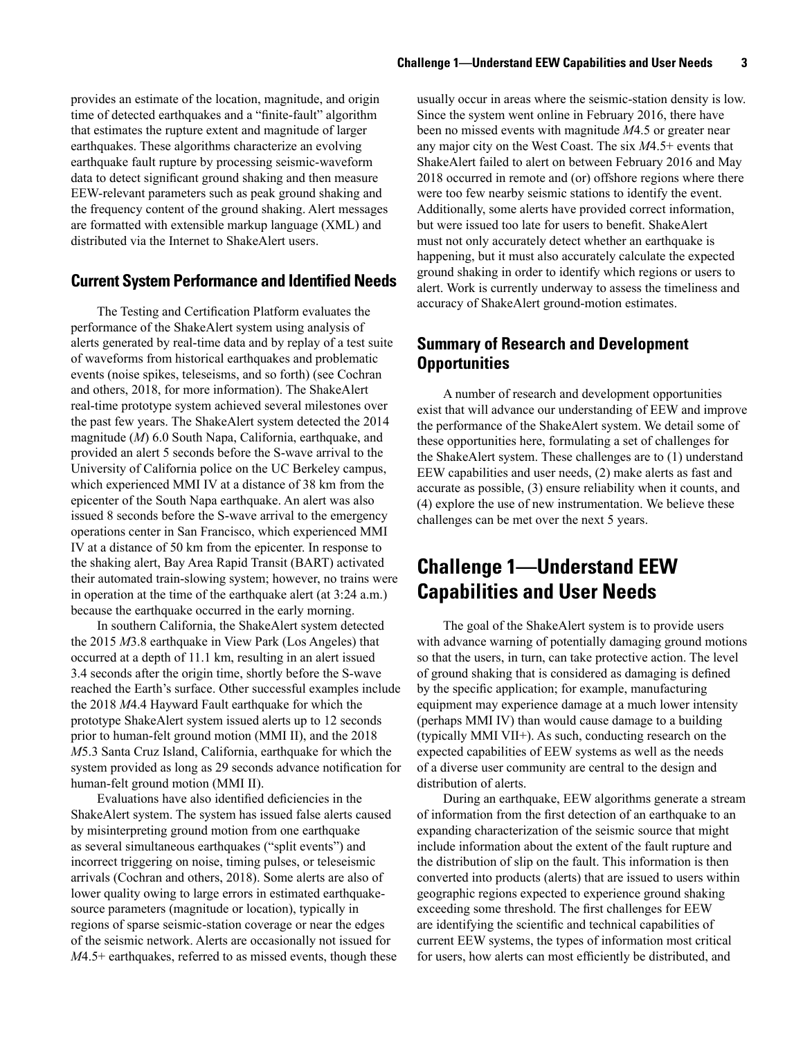provides an estimate of the location, magnitude, and origin time of detected earthquakes and a "finite-fault" algorithm that estimates the rupture extent and magnitude of larger earthquakes. These algorithms characterize an evolving earthquake fault rupture by processing seismic-waveform data to detect significant ground shaking and then measure EEW-relevant parameters such as peak ground shaking and the frequency content of the ground shaking. Alert messages are formatted with extensible markup language (XML) and distributed via the Internet to ShakeAlert users.

### Current System Performance and Identified Needs

The Testing and Certification Platform evaluates the performance of the ShakeAlert system using analysis of alerts generated by real-time data and by replay of a test suite of waveforms from historical earthquakes and problematic events (noise spikes, teleseisms, and so forth) (see Cochran and others, 2018, for more information). The ShakeAlert real-time prototype system achieved several milestones over the past few years. The ShakeAlert system detected the 2014 magnitude (*M*) 6.0 South Napa, California, earthquake, and provided an alert 5 seconds before the S-wave arrival to the University of California police on the UC Berkeley campus, which experienced MMI IV at a distance of 38 km from the epicenter of the South Napa earthquake. An alert was also issued 8 seconds before the S-wave arrival to the emergency operations center in San Francisco, which experienced MMI IV at a distance of 50 km from the epicenter. In response to the shaking alert, Bay Area Rapid Transit (BART) activated their automated train-slowing system; however, no trains were in operation at the time of the earthquake alert (at 3:24 a.m.) because the earthquake occurred in the early morning.

In southern California, the ShakeAlert system detected the 2015 *M*3.8 earthquake in View Park (Los Angeles) that occurred at a depth of 11.1 km, resulting in an alert issued 3.4 seconds after the origin time, shortly before the S-wave reached the Earth's surface. Other successful examples include the 2018 *M*4.4 Hayward Fault earthquake for which the prototype ShakeAlert system issued alerts up to 12 seconds prior to human-felt ground motion (MMI II), and the 2018 *M*5.3 Santa Cruz Island, California, earthquake for which the system provided as long as 29 seconds advance notification for human-felt ground motion (MMI II).

Evaluations have also identified deficiencies in the ShakeAlert system. The system has issued false alerts caused by misinterpreting ground motion from one earthquake as several simultaneous earthquakes ("split events") and incorrect triggering on noise, timing pulses, or teleseismic arrivals (Cochran and others, 2018). Some alerts are also of lower quality owing to large errors in estimated earthquake-source parameters (magnitude or location), typically in regions of sparse seismic-station coverage or near the edges of the seismic network. Alerts are occasionally not issued for *M*4.5+ earthquakes, referred to as missed events, though these usually occur in areas where the seismic-station density is low. Since the system went online in February 2016, there have been no missed events with magnitude *M*4.5 or greater near any major city on the West Coast. The six *M*4.5+ events that ShakeAlert failed to alert on between February 2016 and May 2018 occurred in remote and (or) offshore regions where there were too few nearby seismic stations to identify the event. Additionally, some alerts have provided correct information, but were issued too late for users to benefit. ShakeAlert must not only accurately detect whether an earthquake is happening, but it must also accurately calculate the expected ground shaking in order to identify which regions or users to alert. Work is currently underway to assess the timeliness and accuracy of ShakeAlert ground-motion estimates.

### Summary of Research and Development Opportunities

A number of research and development opportunities exist that will advance our understanding of EEW and improve the performance of the ShakeAlert system. We detail some of these opportunities here, formulating a set of challenges for the ShakeAlert system. These challenges are to (1) understand EEW capabilities and user needs, (2) make alerts as fast and accurate as possible, (3) ensure reliability when it counts, and (4) explore the use of new instrumentation. We believe these challenges can be met over the next 5 years.

## Challenge 1—Understand EEW Capabilities and User Needs

The goal of the ShakeAlert system is to provide users with advance warning of potentially damaging ground motions so that the users, in turn, can take protective action. The level of ground shaking that is considered as damaging is defined by the specific application; for example, manufacturing equipment may experience damage at a much lower intensity (perhaps MMI IV) than would cause damage to a building (typically MMI VII+). As such, conducting research on the expected capabilities of EEW systems as well as the needs of a diverse user community are central to the design and distribution of alerts.

During an earthquake, EEW algorithms generate a stream of information from the first detection of an earthquake to an expanding characterization of the seismic source that might include information about the extent of the fault rupture and the distribution of slip on the fault. This information is then converted into products (alerts) that are issued to users within geographic regions expected to experience ground shaking exceeding some threshold. The first challenges for EEW are identifying the scientific and technical capabilities of current EEW systems, the types of information most critical for users, how alerts can most efficiently be distributed, and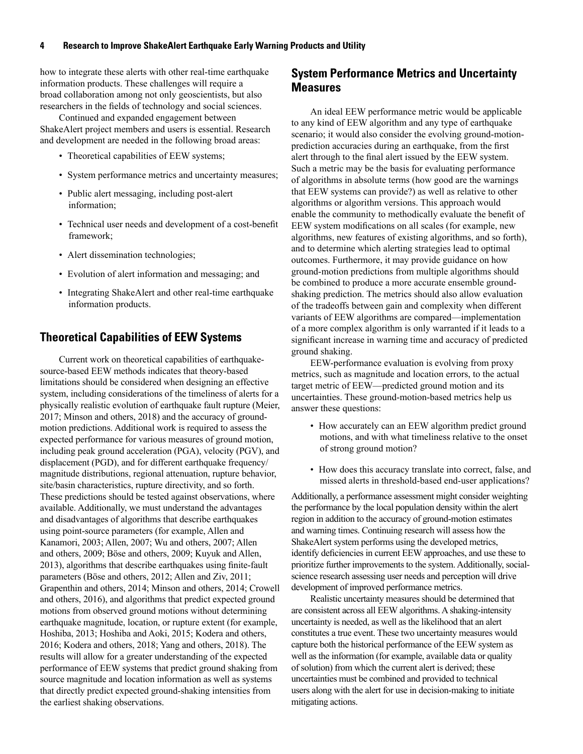how to integrate these alerts with other real-time earthquake information products. These challenges will require a broad collaboration among not only geoscientists, but also researchers in the fields of technology and social sciences.

Continued and expanded engagement between ShakeAlert project members and users is essential. Research and development are needed in the following broad areas:

- Theoretical capabilities of EEW systems;
- System performance metrics and uncertainty measures;
- Public alert messaging, including post-alert information;
- Technical user needs and development of a cost-benefit framework;
- Alert dissemination technologies;
- Evolution of alert information and messaging; and
- Integrating ShakeAlert and other real-time earthquake information products.

## Theoretical Capabilities of EEW Systems

Current work on theoretical capabilities of earthquake-source-based EEW methods indicates that theory-based limitations should be considered when designing an effective system, including considerations of the timeliness of alerts for a physically realistic evolution of earthquake fault rupture (Meier, 2017; Minson and others, 2018) and the accuracy of ground-motion predictions. Additional work is required to assess the expected performance for various measures of ground motion, including peak ground acceleration (PGA), velocity (PGV), and displacement (PGD), and for different earthquake frequency/magnitude distributions, regional attenuation, rupture behavior, site/basin characteristics, rupture directivity, and so forth. These predictions should be tested against observations, where available. Additionally, we must understand the advantages and disadvantages of algorithms that describe earthquakes using point-source parameters (for example, Allen and Kanamori, 2003; Allen, 2007; Wu and others, 2007; Allen and others, 2009; Böse and others, 2009; Kuyuk and Allen, 2013), algorithms that describe earthquakes using finite-fault parameters (Böse and others, 2012; Allen and Ziv, 2011; Grapenthin and others, 2014; Minson and others, 2014; Crowell and others, 2016), and algorithms that predict expected ground motions from observed ground motions without determining earthquake magnitude, location, or rupture extent (for example, Hoshiba, 2013; Hoshiba and Aoki, 2015; Kodera and others, 2016; Kodera and others, 2018; Yang and others, 2018). The results will allow for a greater understanding of the expected performance of EEW systems that predict ground shaking from source magnitude and location information as well as systems that directly predict expected ground-shaking intensities from the earliest shaking observations.

## System Performance Metrics and Uncertainty Measures

An ideal EEW performance metric would be applicable to any kind of EEW algorithm and any type of earthquake scenario; it would also consider the evolving ground-motion-prediction accuracies during an earthquake, from the first alert through to the final alert issued by the EEW system. Such a metric may be the basis for evaluating performance of algorithms in absolute terms (how good are the warnings that EEW systems can provide?) as well as relative to other algorithms or algorithm versions. This approach would enable the community to methodically evaluate the benefit of EEW system modifications on all scales (for example, new algorithms, new features of existing algorithms, and so forth), and to determine which alerting strategies lead to optimal outcomes. Furthermore, it may provide guidance on how ground-motion predictions from multiple algorithms should be combined to produce a more accurate ensemble ground-shaking prediction. The metrics should also allow evaluation of the tradeoffs between gain and complexity when different variants of EEW algorithms are compared—implementation of a more complex algorithm is only warranted if it leads to a significant increase in warning time and accuracy of predicted ground shaking.

EEW-performance evaluation is evolving from proxy metrics, such as magnitude and location errors, to the actual target metric of EEW—predicted ground motion and its uncertainties. These ground-motion-based metrics help us answer these questions:

- How accurately can an EEW algorithm predict ground motions, and with what timeliness relative to the onset of strong ground motion?
- How does this accuracy translate into correct, false, and missed alerts in threshold-based end-user applications?

Additionally, a performance assessment might consider weighting the performance by the local population density within the alert region in addition to the accuracy of ground-motion estimates and warning times. Continuing research will assess how the ShakeAlert system performs using the developed metrics, identify deficiencies in current EEW approaches, and use these to prioritize further improvements to the system. Additionally, social-science research assessing user needs and perception will drive development of improved performance metrics.

Realistic uncertainty measures should be determined that are consistent across all EEW algorithms. A shaking-intensity uncertainty is needed, as well as the likelihood that an alert constitutes a true event. These two uncertainty measures would capture both the historical performance of the EEW system as well as the information (for example, available data or quality of solution) from which the current alert is derived; these uncertainties must be combined and provided to technical users along with the alert for use in decision-making to initiate mitigating actions.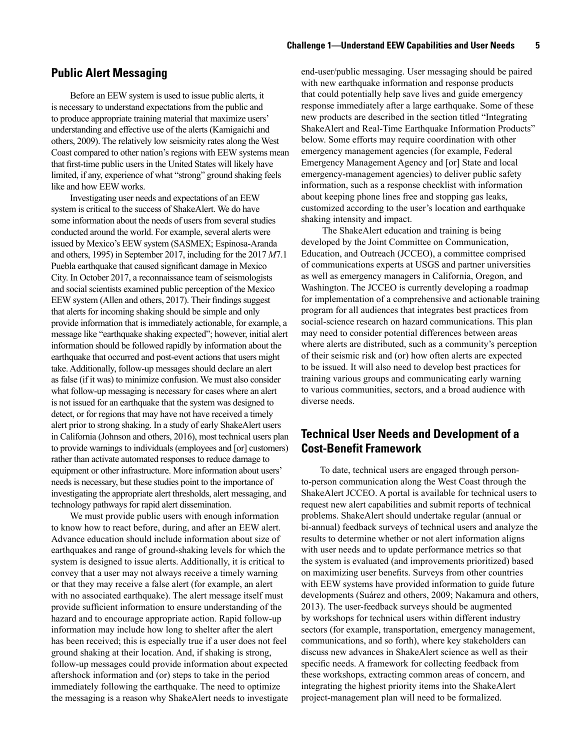## Public Alert Messaging

Before an EEW system is used to issue public alerts, it is necessary to understand expectations from the public and to produce appropriate training material that maximize users' understanding and effective use of the alerts (Kamigaichi and others, 2009). The relatively low seismicity rates along the West Coast compared to other nation's regions with EEW systems mean that first-time public users in the United States will likely have limited, if any, experience of what "strong" ground shaking feels like and how EEW works.

Investigating user needs and expectations of an EEW system is critical to the success of ShakeAlert. We do have some information about the needs of users from several studies conducted around the world. For example, several alerts were issued by Mexico's EEW system (SASMEX; Espinosa-Aranda and others, 1995) in September 2017, including for the 2017 *M*7.1 Puebla earthquake that caused significant damage in Mexico City. In October 2017, a reconnaissance team of seismologists and social scientists examined public perception of the Mexico EEW system (Allen and others, 2017). Their findings suggest that alerts for incoming shaking should be simple and only provide information that is immediately actionable, for example, a message like "earthquake shaking expected"; however, initial alert information should be followed rapidly by information about the earthquake that occurred and post-event actions that users might take. Additionally, follow-up messages should declare an alert as false (if it was) to minimize confusion. We must also consider what follow-up messaging is necessary for cases where an alert is not issued for an earthquake that the system was designed to detect, or for regions that may have not have received a timely alert prior to strong shaking. In a study of early ShakeAlert users in California (Johnson and others, 2016), most technical users plan to provide warnings to individuals (employees and [or] customers) rather than activate automated responses to reduce damage to equipment or other infrastructure. More information about users' needs is necessary, but these studies point to the importance of investigating the appropriate alert thresholds, alert messaging, and technology pathways for rapid alert dissemination.

We must provide public users with enough information to know how to react before, during, and after an EEW alert. Advance education should include information about size of earthquakes and range of ground-shaking levels for which the system is designed to issue alerts. Additionally, it is critical to convey that a user may not always receive a timely warning or that they may receive a false alert (for example, an alert with no associated earthquake). The alert message itself must provide sufficient information to ensure understanding of the hazard and to encourage appropriate action. Rapid follow-up information may include how long to shelter after the alert has been received; this is especially true if a user does not feel ground shaking at their location. And, if shaking is strong, follow-up messages could provide information about expected aftershock information and (or) steps to take in the period immediately following the earthquake. The need to optimize the messaging is a reason why ShakeAlert needs to investigate end-user/public messaging. User messaging should be paired with new earthquake information and response products that could potentially help save lives and guide emergency response immediately after a large earthquake. Some of these new products are described in the section titled "Integrating ShakeAlert and Real-Time Earthquake Information Products" below. Some efforts may require coordination with other emergency management agencies (for example, Federal Emergency Management Agency and [or] State and local emergency-management agencies) to deliver public safety information, such as a response checklist with information about keeping phone lines free and stopping gas leaks, customized according to the user's location and earthquake shaking intensity and impact.

The ShakeAlert education and training is being developed by the Joint Committee on Communication, Education, and Outreach (JCCEO), a committee comprised of communications experts at USGS and partner universities as well as emergency managers in California, Oregon, and Washington. The JCCEO is currently developing a roadmap for implementation of a comprehensive and actionable training program for all audiences that integrates best practices from social-science research on hazard communications. This plan may need to consider potential differences between areas where alerts are distributed, such as a community's perception of their seismic risk and (or) how often alerts are expected to be issued. It will also need to develop best practices for training various groups and communicating early warning to various communities, sectors, and a broad audience with diverse needs.

## Technical User Needs and Development of a Cost-Benefit Framework

To date, technical users are engaged through person-to-person communication along the West Coast through the ShakeAlert JCCEO. A portal is available for technical users to request new alert capabilities and submit reports of technical problems. ShakeAlert should undertake regular (annual or bi-annual) feedback surveys of technical users and analyze the results to determine whether or not alert information aligns with user needs and to update performance metrics so that the system is evaluated (and improvements prioritized) based on maximizing user benefits. Surveys from other countries with EEW systems have provided information to guide future developments (Suárez and others, 2009; Nakamura and others, 2013). The user-feedback surveys should be augmented by workshops for technical users within different industry sectors (for example, transportation, emergency management, communications, and so forth), where key stakeholders can discuss new advances in ShakeAlert science as well as their specific needs. A framework for collecting feedback from these workshops, extracting common areas of concern, and integrating the highest priority items into the ShakeAlert project-management plan will need to be formalized.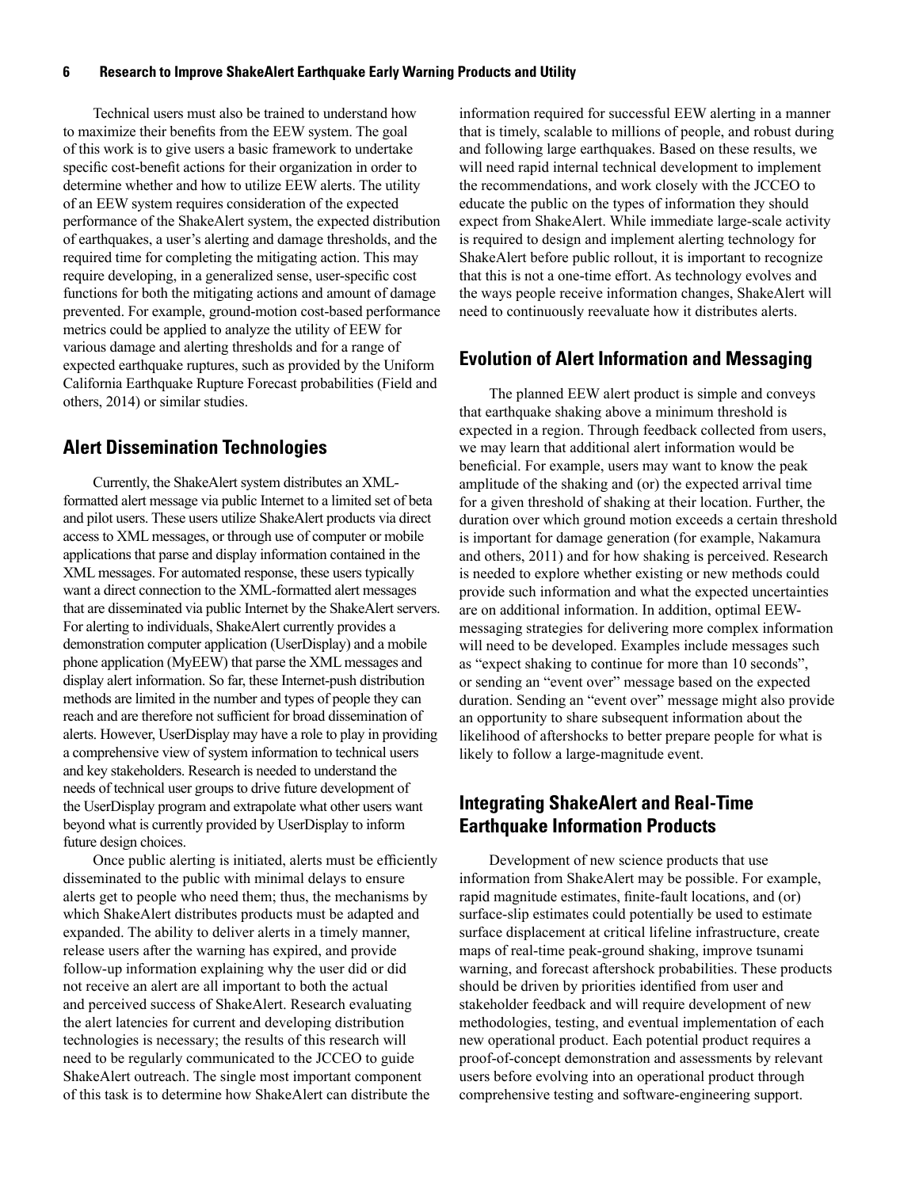Technical users must also be trained to understand how to maximize their benefits from the EEW system. The goal of this work is to give users a basic framework to undertake specific cost-benefit actions for their organization in order to determine whether and how to utilize EEW alerts. The utility of an EEW system requires consideration of the expected performance of the ShakeAlert system, the expected distribution of earthquakes, a user's alerting and damage thresholds, and the required time for completing the mitigating action. This may require developing, in a generalized sense, user-specific cost functions for both the mitigating actions and amount of damage prevented. For example, ground-motion cost-based performance metrics could be applied to analyze the utility of EEW for various damage and alerting thresholds and for a range of expected earthquake ruptures, such as provided by the Uniform California Earthquake Rupture Forecast probabilities (Field and others, 2014) or similar studies.

## Alert Dissemination Technologies

Currently, the ShakeAlert system distributes an XML-formatted alert message via public Internet to a limited set of beta and pilot users. These users utilize ShakeAlert products via direct access to XML messages, or through use of computer or mobile applications that parse and display information contained in the XML messages. For automated response, these users typically want a direct connection to the XML-formatted alert messages that are disseminated via public Internet by the ShakeAlert servers. For alerting to individuals, ShakeAlert currently provides a demonstration computer application (UserDisplay) and a mobile phone application (MyEEW) that parse the XML messages and display alert information. So far, these Internet-push distribution methods are limited in the number and types of people they can reach and are therefore not sufficient for broad dissemination of alerts. However, UserDisplay may have a role to play in providing a comprehensive view of system information to technical users and key stakeholders. Research is needed to understand the needs of technical user groups to drive future development of the UserDisplay program and extrapolate what other users want beyond what is currently provided by UserDisplay to inform future design choices.

Once public alerting is initiated, alerts must be efficiently disseminated to the public with minimal delays to ensure alerts get to people who need them; thus, the mechanisms by which ShakeAlert distributes products must be adapted and expanded. The ability to deliver alerts in a timely manner, release users after the warning has expired, and provide follow-up information explaining why the user did or did not receive an alert are all important to both the actual and perceived success of ShakeAlert. Research evaluating the alert latencies for current and developing distribution technologies is necessary; the results of this research will need to be regularly communicated to the JCCEO to guide ShakeAlert outreach. The single most important component of this task is to determine how ShakeAlert can distribute the information required for successful EEW alerting in a manner that is timely, scalable to millions of people, and robust during and following large earthquakes. Based on these results, we will need rapid internal technical development to implement the recommendations, and work closely with the JCCEO to educate the public on the types of information they should expect from ShakeAlert. While immediate large-scale activity is required to design and implement alerting technology for ShakeAlert before public rollout, it is important to recognize that this is not a one-time effort. As technology evolves and the ways people receive information changes, ShakeAlert will need to continuously reevaluate how it distributes alerts.

## Evolution of Alert Information and Messaging

The planned EEW alert product is simple and conveys that earthquake shaking above a minimum threshold is expected in a region. Through feedback collected from users, we may learn that additional alert information would be beneficial. For example, users may want to know the peak amplitude of the shaking and (or) the expected arrival time for a given threshold of shaking at their location. Further, the duration over which ground motion exceeds a certain threshold is important for damage generation (for example, Nakamura and others, 2011) and for how shaking is perceived. Research is needed to explore whether existing or new methods could provide such information and what the expected uncertainties are on additional information. In addition, optimal EEW-messaging strategies for delivering more complex information will need to be developed. Examples include messages such as "expect shaking to continue for more than 10 seconds", or sending an "event over" message based on the expected duration. Sending an "event over" message might also provide an opportunity to share subsequent information about the likelihood of aftershocks to better prepare people for what is likely to follow a large-magnitude event.

## Integrating ShakeAlert and Real-Time Earthquake Information Products

Development of new science products that use information from ShakeAlert may be possible. For example, rapid magnitude estimates, finite-fault locations, and (or) surface-slip estimates could potentially be used to estimate surface displacement at critical lifeline infrastructure, create maps of real-time peak-ground shaking, improve tsunami warning, and forecast aftershock probabilities. These products should be driven by priorities identified from user and stakeholder feedback and will require development of new methodologies, testing, and eventual implementation of each new operational product. Each potential product requires a proof-of-concept demonstration and assessments by relevant users before evolving into an operational product through comprehensive testing and software-engineering support.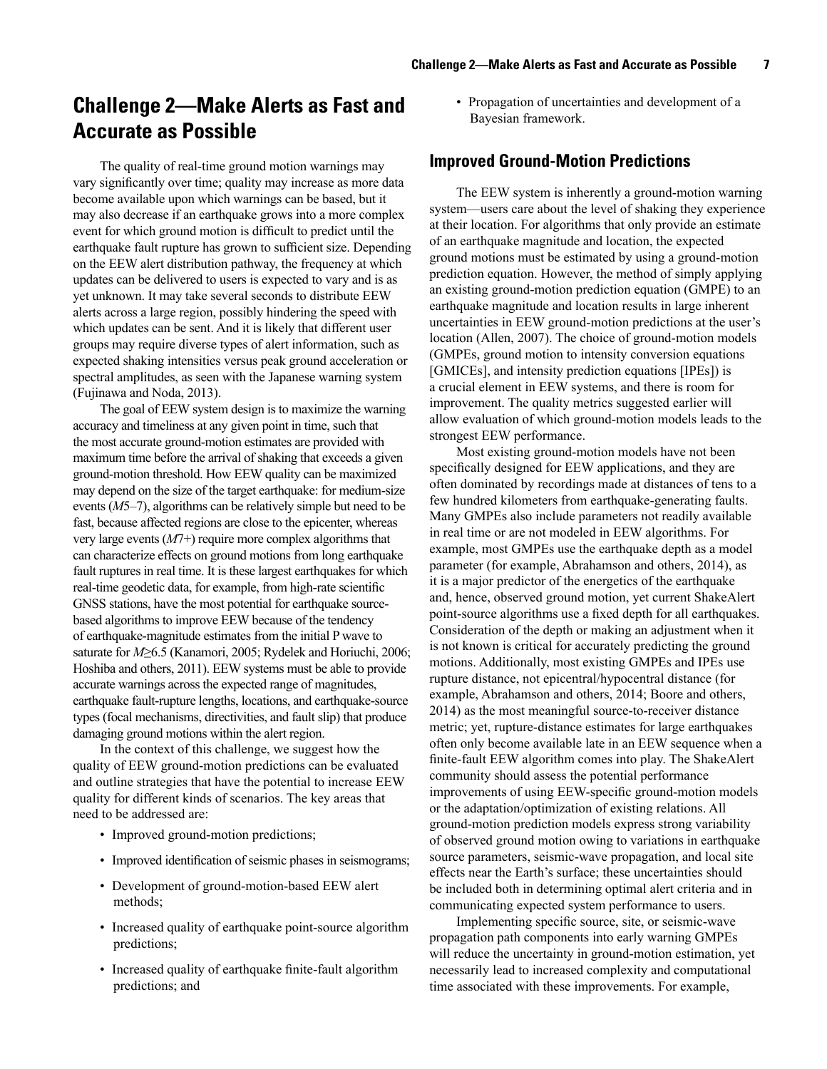# Challenge 2—Make Alerts as Fast and Accurate as Possible

The quality of real-time ground motion warnings may vary significantly over time; quality may increase as more data become available upon which warnings can be based, but it may also decrease if an earthquake grows into a more complex event for which ground motion is difficult to predict until the earthquake fault rupture has grown to sufficient size. Depending on the EEW alert distribution pathway, the frequency at which updates can be delivered to users is expected to vary and is as yet unknown. It may take several seconds to distribute EEW alerts across a large region, possibly hindering the speed with which updates can be sent. And it is likely that different user groups may require diverse types of alert information, such as expected shaking intensities versus peak ground acceleration or spectral amplitudes, as seen with the Japanese warning system (Fujinawa and Noda, 2013).

The goal of EEW system design is to maximize the warning accuracy and timeliness at any given point in time, such that the most accurate ground-motion estimates are provided with maximum time before the arrival of shaking that exceeds a given ground-motion threshold. How EEW quality can be maximized may depend on the size of the target earthquake: for medium-size events (*M*5–7), algorithms can be relatively simple but need to be fast, because affected regions are close to the epicenter, whereas very large events (*M*7+) require more complex algorithms that can characterize effects on ground motions from long earthquake fault ruptures in real time. It is these largest earthquakes for which real-time geodetic data, for example, from high-rate scientific GNSS stations, have the most potential for earthquake source-based algorithms to improve EEW because of the tendency of earthquake-magnitude estimates from the initial P wave to saturate for $M \geq 6.5$ (Kanamori, 2005; Rydelek and Horiuchi, 2006; Hoshiba and others, 2011). EEW systems must be able to provide accurate warnings across the expected range of magnitudes, earthquake fault-rupture lengths, locations, and earthquake-source types (focal mechanisms, directivities, and fault slip) that produce damaging ground motions within the alert region.

In the context of this challenge, we suggest how the quality of EEW ground-motion predictions can be evaluated and outline strategies that have the potential to increase EEW quality for different kinds of scenarios. The key areas that need to be addressed are:

- Improved ground-motion predictions;
- Improved identification of seismic phases in seismograms;
- Development of ground-motion-based EEW alert methods;
- Increased quality of earthquake point-source algorithm predictions;
- Increased quality of earthquake finite-fault algorithm predictions; and
- Propagation of uncertainties and development of a Bayesian framework.

## Improved Ground-Motion Predictions

The EEW system is inherently a ground-motion warning system—users care about the level of shaking they experience at their location. For algorithms that only provide an estimate of an earthquake magnitude and location, the expected ground motions must be estimated by using a ground-motion prediction equation. However, the method of simply applying an existing ground-motion prediction equation (GMPE) to an earthquake magnitude and location results in large inherent uncertainties in EEW ground-motion predictions at the user's location (Allen, 2007). The choice of ground-motion models (GMPEs, ground motion to intensity conversion equations [GMICEs], and intensity prediction equations [IPEs]) is a crucial element in EEW systems, and there is room for improvement. The quality metrics suggested earlier will allow evaluation of which ground-motion models leads to the strongest EEW performance.

Most existing ground-motion models have not been specifically designed for EEW applications, and they are often dominated by recordings made at distances of tens to a few hundred kilometers from earthquake-generating faults. Many GMPEs also include parameters not readily available in real time or are not modeled in EEW algorithms. For example, most GMPEs use the earthquake depth as a model parameter (for example, Abrahamson and others, 2014), as it is a major predictor of the energetics of the earthquake and, hence, observed ground motion, yet current ShakeAlert point-source algorithms use a fixed depth for all earthquakes. Consideration of the depth or making an adjustment when it is not known is critical for accurately predicting the ground motions. Additionally, most existing GMPEs and IPEs use rupture distance, not epicentral/hypocentral distance (for example, Abrahamson and others, 2014; Boore and others, 2014) as the most meaningful source-to-receiver distance metric; yet, rupture-distance estimates for large earthquakes often only become available late in an EEW sequence when a finite-fault EEW algorithm comes into play. The ShakeAlert community should assess the potential performance improvements of using EEW-specific ground-motion models or the adaptation/optimization of existing relations. All ground-motion prediction models express strong variability of observed ground motion owing to variations in earthquake source parameters, seismic-wave propagation, and local site effects near the Earth's surface; these uncertainties should be included both in determining optimal alert criteria and in communicating expected system performance to users.

Implementing specific source, site, or seismic-wave propagation path components into early warning GMPEs will reduce the uncertainty in ground-motion estimation, yet necessarily lead to increased complexity and computational time associated with these improvements. For example,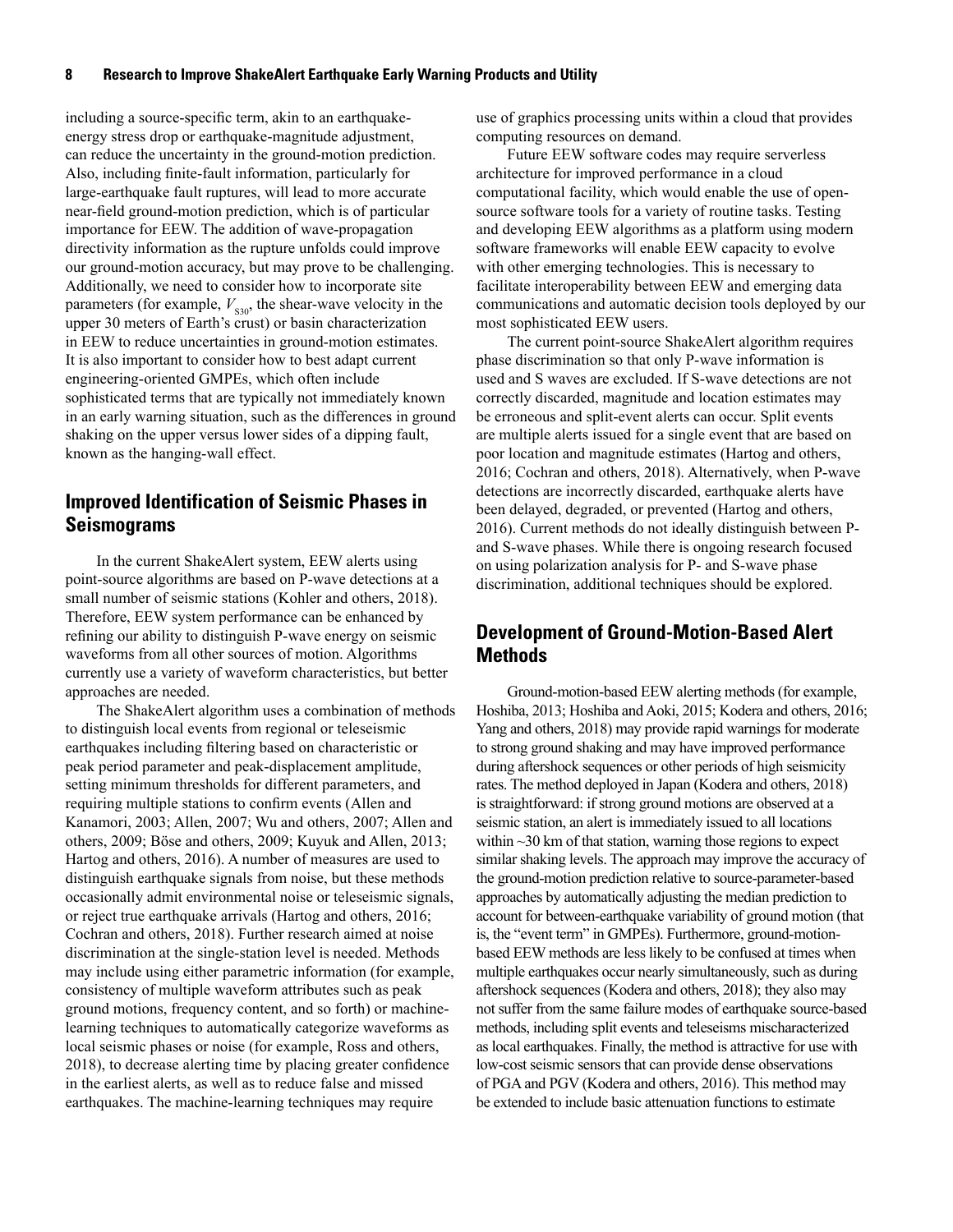including a source-specific term, akin to an earthquake-energy stress drop or earthquake-magnitude adjustment, can reduce the uncertainty in the ground-motion prediction. Also, including finite-fault information, particularly for large-earthquake fault ruptures, will lead to more accurate near-field ground-motion prediction, which is of particular importance for EEW. The addition of wave-propagation directivity information as the rupture unfolds could improve our ground-motion accuracy, but may prove to be challenging. Additionally, we need to consider how to incorporate site parameters (for example, $V_{S30}$, the shear-wave velocity in the upper 30 meters of Earth's crust) or basin characterization in EEW to reduce uncertainties in ground-motion estimates. It is also important to consider how to best adapt current engineering-oriented GMPEs, which often include sophisticated terms that are typically not immediately known in an early warning situation, such as the differences in ground shaking on the upper versus lower sides of a dipping fault, known as the hanging-wall effect.

## Improved Identification of Seismic Phases in Seismograms

In the current ShakeAlert system, EEW alerts using point-source algorithms are based on P-wave detections at a small number of seismic stations (Kohler and others, 2018). Therefore, EEW system performance can be enhanced by refining our ability to distinguish P-wave energy on seismic waveforms from all other sources of motion. Algorithms currently use a variety of waveform characteristics, but better approaches are needed.

The ShakeAlert algorithm uses a combination of methods to distinguish local events from regional or teleseismic earthquakes including filtering based on characteristic or peak period parameter and peak-displacement amplitude, setting minimum thresholds for different parameters, and requiring multiple stations to confirm events (Allen and Kanamori, 2003; Allen, 2007; Wu and others, 2007; Allen and others, 2009; Böse and others, 2009; Kuyuk and Allen, 2013; Hartog and others, 2016). A number of measures are used to distinguish earthquake signals from noise, but these methods occasionally admit environmental noise or teleseismic signals, or reject true earthquake arrivals (Hartog and others, 2016; Cochran and others, 2018). Further research aimed at noise discrimination at the single-station level is needed. Methods may include using either parametric information (for example, consistency of multiple waveform attributes such as peak ground motions, frequency content, and so forth) or machine-learning techniques to automatically categorize waveforms as local seismic phases or noise (for example, Ross and others, 2018), to decrease alerting time by placing greater confidence in the earliest alerts, as well as to reduce false and missed earthquakes. The machine-learning techniques may require use of graphics processing units within a cloud that provides computing resources on demand.

Future EEW software codes may require serverless architecture for improved performance in a cloud computational facility, which would enable the use of open-source software tools for a variety of routine tasks. Testing and developing EEW algorithms as a platform using modern software frameworks will enable EEW capacity to evolve with other emerging technologies. This is necessary to facilitate interoperability between EEW and emerging data communications and automatic decision tools deployed by our most sophisticated EEW users.

The current point-source ShakeAlert algorithm requires phase discrimination so that only P-wave information is used and S waves are excluded. If S-wave detections are not correctly discarded, magnitude and location estimates may be erroneous and split-event alerts can occur. Split events are multiple alerts issued for a single event that are based on poor location and magnitude estimates (Hartog and others, 2016; Cochran and others, 2018). Alternatively, when P-wave detections are incorrectly discarded, earthquake alerts have been delayed, degraded, or prevented (Hartog and others, 2016). Current methods do not ideally distinguish between P- and S-wave phases. While there is ongoing research focused on using polarization analysis for P- and S-wave phase discrimination, additional techniques should be explored.

## Development of Ground-Motion-Based Alert Methods

Ground-motion-based EEW alerting methods (for example, Hoshiba, 2013; Hoshiba and Aoki, 2015; Kodera and others, 2016; Yang and others, 2018) may provide rapid warnings for moderate to strong ground shaking and may have improved performance during aftershock sequences or other periods of high seismicity rates. The method deployed in Japan (Kodera and others, 2018) is straightforward: if strong ground motions are observed at a seismic station, an alert is immediately issued to all locations within ~30 km of that station, warning those regions to expect similar shaking levels. The approach may improve the accuracy of the ground-motion prediction relative to source-parameter-based approaches by automatically adjusting the median prediction to account for between-earthquake variability of ground motion (that is, the "event term" in GMPEs). Furthermore, ground-motion-based EEW methods are less likely to be confused at times when multiple earthquakes occur nearly simultaneously, such as during aftershock sequences (Kodera and others, 2018); they also may not suffer from the same failure modes of earthquake source-based methods, including split events and teleseisms mischaracterized as local earthquakes. Finally, the method is attractive for use with low-cost seismic sensors that can provide dense observations of PGA and PGV (Kodera and others, 2016). This method may be extended to include basic attenuation functions to estimate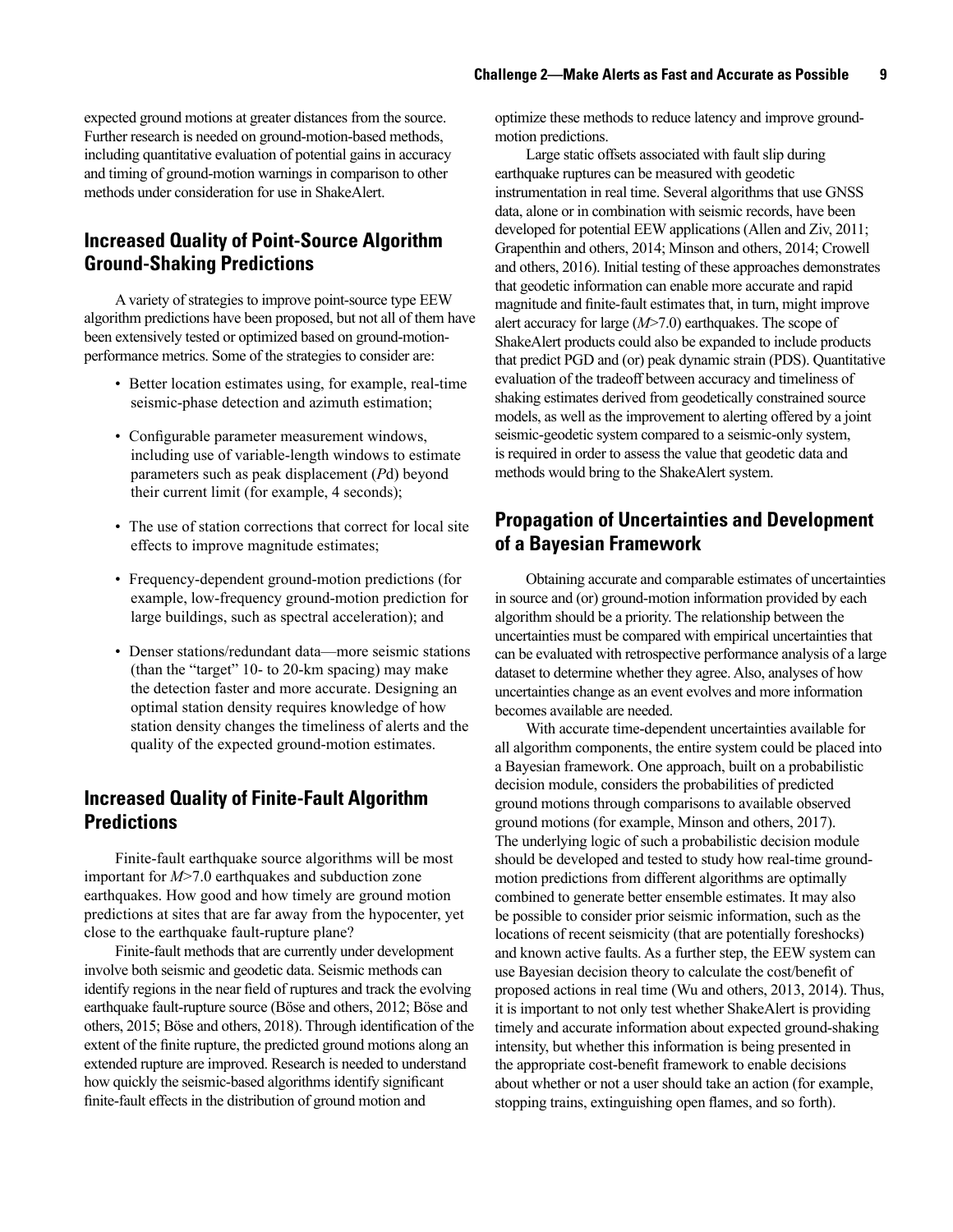expected ground motions at greater distances from the source. Further research is needed on ground-motion-based methods, including quantitative evaluation of potential gains in accuracy and timing of ground-motion warnings in comparison to other methods under consideration for use in ShakeAlert.

## Increased Quality of Point-Source Algorithm Ground-Shaking Predictions

A variety of strategies to improve point-source type EEW algorithm predictions have been proposed, but not all of them have been extensively tested or optimized based on ground-motion-performance metrics. Some of the strategies to consider are:

- Better location estimates using, for example, real-time seismic-phase detection and azimuth estimation;
- Configurable parameter measurement windows, including use of variable-length windows to estimate parameters such as peak displacement (*P*d) beyond their current limit (for example, 4 seconds);
- The use of station corrections that correct for local site effects to improve magnitude estimates;
- Frequency-dependent ground-motion predictions (for example, low-frequency ground-motion prediction for large buildings, such as spectral acceleration); and
- Denser stations/redundant data—more seismic stations (than the "target" 10- to 20-km spacing) may make the detection faster and more accurate. Designing an optimal station density requires knowledge of how station density changes the timeliness of alerts and the quality of the expected ground-motion estimates.

## Increased Quality of Finite-Fault Algorithm Predictions

Finite-fault earthquake source algorithms will be most important for $M$>7.0 earthquakes and subduction zone earthquakes. How good and how timely are ground motion predictions at sites that are far away from the hypocenter, yet close to the earthquake fault-rupture plane?

Finite-fault methods that are currently under development involve both seismic and geodetic data. Seismic methods can identify regions in the near field of ruptures and track the evolving earthquake fault-rupture source (Böse and others, 2012; Böse and others, 2015; Böse and others, 2018). Through identification of the extent of the finite rupture, the predicted ground motions along an extended rupture are improved. Research is needed to understand how quickly the seismic-based algorithms identify significant finite-fault effects in the distribution of ground motion and optimize these methods to reduce latency and improve ground-motion predictions.

Large static offsets associated with fault slip during earthquake ruptures can be measured with geodetic instrumentation in real time. Several algorithms that use GNSS data, alone or in combination with seismic records, have been developed for potential EEW applications (Allen and Ziv, 2011; Grapenthin and others, 2014; Minson and others, 2014; Crowell and others, 2016). Initial testing of these approaches demonstrates that geodetic information can enable more accurate and rapid magnitude and finite-fault estimates that, in turn, might improve alert accuracy for large ($M$>7.0) earthquakes. The scope of ShakeAlert products could also be expanded to include products that predict PGD and (or) peak dynamic strain (PDS). Quantitative evaluation of the tradeoff between accuracy and timeliness of shaking estimates derived from geodetically constrained source models, as well as the improvement to alerting offered by a joint seismic-geodetic system compared to a seismic-only system, is required in order to assess the value that geodetic data and methods would bring to the ShakeAlert system.

## Propagation of Uncertainties and Development of a Bayesian Framework

Obtaining accurate and comparable estimates of uncertainties in source and (or) ground-motion information provided by each algorithm should be a priority. The relationship between the uncertainties must be compared with empirical uncertainties that can be evaluated with retrospective performance analysis of a large dataset to determine whether they agree. Also, analyses of how uncertainties change as an event evolves and more information becomes available are needed.

With accurate time-dependent uncertainties available for all algorithm components, the entire system could be placed into a Bayesian framework. One approach, built on a probabilistic decision module, considers the probabilities of predicted ground motions through comparisons to available observed ground motions (for example, Minson and others, 2017). The underlying logic of such a probabilistic decision module should be developed and tested to study how real-time ground-motion predictions from different algorithms are optimally combined to generate better ensemble estimates. It may also be possible to consider prior seismic information, such as the locations of recent seismicity (that are potentially foreshocks) and known active faults. As a further step, the EEW system can use Bayesian decision theory to calculate the cost/benefit of proposed actions in real time (Wu and others, 2013, 2014). Thus, it is important to not only test whether ShakeAlert is providing timely and accurate information about expected ground-shaking intensity, but whether this information is being presented in the appropriate cost-benefit framework to enable decisions about whether or not a user should take an action (for example, stopping trains, extinguishing open flames, and so forth).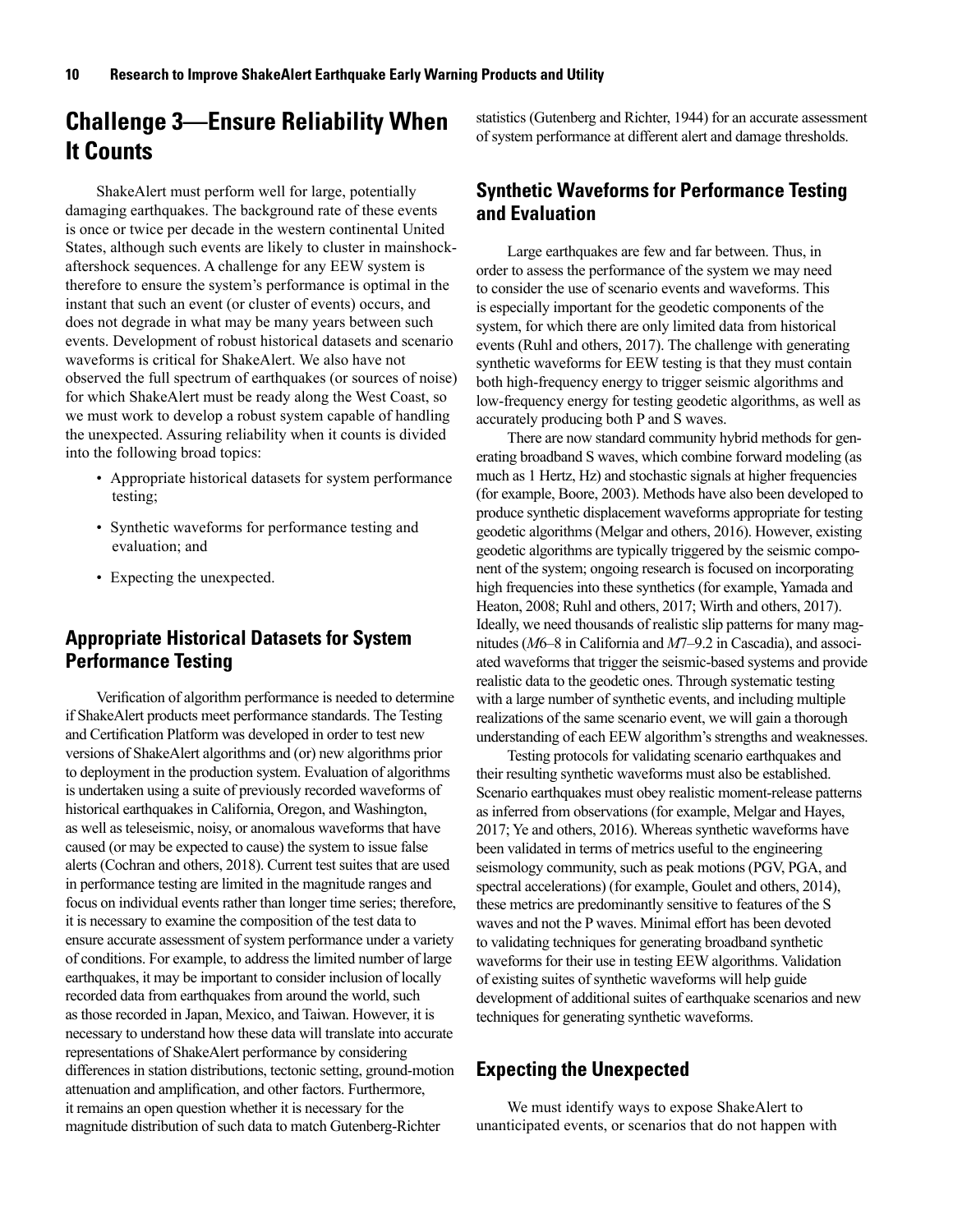## Challenge 3—Ensure Reliability When It Counts

ShakeAlert must perform well for large, potentially damaging earthquakes. The background rate of these events is once or twice per decade in the western continental United States, although such events are likely to cluster in mainshock-aftershock sequences. A challenge for any EEW system is therefore to ensure the system's performance is optimal in the instant that such an event (or cluster of events) occurs, and does not degrade in what may be many years between such events. Development of robust historical datasets and scenario waveforms is critical for ShakeAlert. We also have not observed the full spectrum of earthquakes (or sources of noise) for which ShakeAlert must be ready along the West Coast, so we must work to develop a robust system capable of handling the unexpected. Assuring reliability when it counts is divided into the following broad topics:

- Appropriate historical datasets for system performance testing;
- Synthetic waveforms for performance testing and evaluation; and
- Expecting the unexpected.

### Appropriate Historical Datasets for System Performance Testing

Verification of algorithm performance is needed to determine if ShakeAlert products meet performance standards. The Testing and Certification Platform was developed in order to test new versions of ShakeAlert algorithms and (or) new algorithms prior to deployment in the production system. Evaluation of algorithms is undertaken using a suite of previously recorded waveforms of historical earthquakes in California, Oregon, and Washington, as well as teleseismic, noisy, or anomalous waveforms that have caused (or may be expected to cause) the system to issue false alerts (Cochran and others, 2018). Current test suites that are used in performance testing are limited in the magnitude ranges and focus on individual events rather than longer time series; therefore, it is necessary to examine the composition of the test data to ensure accurate assessment of system performance under a variety of conditions. For example, to address the limited number of large earthquakes, it may be important to consider inclusion of locally recorded data from earthquakes from around the world, such as those recorded in Japan, Mexico, and Taiwan. However, it is necessary to understand how these data will translate into accurate representations of ShakeAlert performance by considering differences in station distributions, tectonic setting, ground-motion attenuation and amplification, and other factors. Furthermore, it remains an open question whether it is necessary for the magnitude distribution of such data to match Gutenberg-Richter statistics (Gutenberg and Richter, 1944) for an accurate assessment of system performance at different alert and damage thresholds.

### Synthetic Waveforms for Performance Testing and Evaluation

Large earthquakes are few and far between. Thus, in order to assess the performance of the system we may need to consider the use of scenario events and waveforms. This is especially important for the geodetic components of the system, for which there are only limited data from historical events (Ruhl and others, 2017). The challenge with generating synthetic waveforms for EEW testing is that they must contain both high-frequency energy to trigger seismic algorithms and low-frequency energy for testing geodetic algorithms, as well as accurately producing both P and S waves.

There are now standard community hybrid methods for generating broadband S waves, which combine forward modeling (as much as 1 Hertz, Hz) and stochastic signals at higher frequencies (for example, Boore, 2003). Methods have also been developed to produce synthetic displacement waveforms appropriate for testing geodetic algorithms (Melgar and others, 2016). However, existing geodetic algorithms are typically triggered by the seismic component of the system; ongoing research is focused on incorporating high frequencies into these synthetics (for example, Yamada and Heaton, 2008; Ruhl and others, 2017; Wirth and others, 2017). Ideally, we need thousands of realistic slip patterns for many magnitudes (*M*6–8 in California and *M*7–9.2 in Cascadia), and associated waveforms that trigger the seismic-based systems and provide realistic data to the geodetic ones. Through systematic testing with a large number of synthetic events, and including multiple realizations of the same scenario event, we will gain a thorough understanding of each EEW algorithm's strengths and weaknesses.

Testing protocols for validating scenario earthquakes and their resulting synthetic waveforms must also be established. Scenario earthquakes must obey realistic moment-release patterns as inferred from observations (for example, Melgar and Hayes, 2017; Ye and others, 2016). Whereas synthetic waveforms have been validated in terms of metrics useful to the engineering seismology community, such as peak motions (PGV, PGA, and spectral accelerations) (for example, Goulet and others, 2014), these metrics are predominantly sensitive to features of the S waves and not the P waves. Minimal effort has been devoted to validating techniques for generating broadband synthetic waveforms for their use in testing EEW algorithms. Validation of existing suites of synthetic waveforms will help guide development of additional suites of earthquake scenarios and new techniques for generating synthetic waveforms.

### Expecting the Unexpected

We must identify ways to expose ShakeAlert to unanticipated events, or scenarios that do not happen with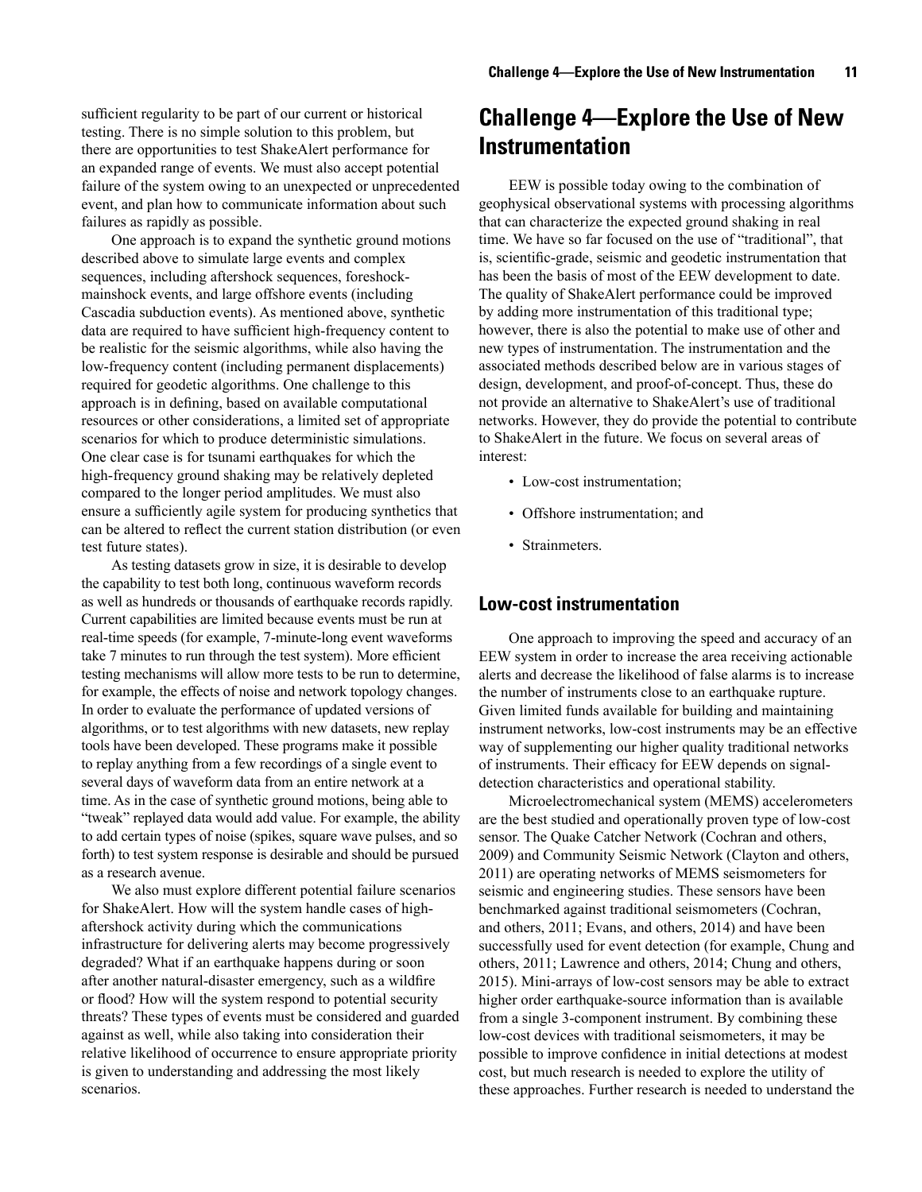sufficient regularity to be part of our current or historical testing. There is no simple solution to this problem, but there are opportunities to test ShakeAlert performance for an expanded range of events. We must also accept potential failure of the system owing to an unexpected or unprecedented event, and plan how to communicate information about such failures as rapidly as possible.

One approach is to expand the synthetic ground motions described above to simulate large events and complex sequences, including aftershock sequences, foreshock-mainshock events, and large offshore events (including Cascadia subduction events). As mentioned above, synthetic data are required to have sufficient high-frequency content to be realistic for the seismic algorithms, while also having the low-frequency content (including permanent displacements) required for geodetic algorithms. One challenge to this approach is in defining, based on available computational resources or other considerations, a limited set of appropriate scenarios for which to produce deterministic simulations. One clear case is for tsunami earthquakes for which the high-frequency ground shaking may be relatively depleted compared to the longer period amplitudes. We must also ensure a sufficiently agile system for producing synthetics that can be altered to reflect the current station distribution (or even test future states).

As testing datasets grow in size, it is desirable to develop the capability to test both long, continuous waveform records as well as hundreds or thousands of earthquake records rapidly. Current capabilities are limited because events must be run at real-time speeds (for example, 7-minute-long event waveforms take 7 minutes to run through the test system). More efficient testing mechanisms will allow more tests to be run to determine, for example, the effects of noise and network topology changes. In order to evaluate the performance of updated versions of algorithms, or to test algorithms with new datasets, new replay tools have been developed. These programs make it possible to replay anything from a few recordings of a single event to several days of waveform data from an entire network at a time. As in the case of synthetic ground motions, being able to "tweak" replayed data would add value. For example, the ability to add certain types of noise (spikes, square wave pulses, and so forth) to test system response is desirable and should be pursued as a research avenue.

We also must explore different potential failure scenarios for ShakeAlert. How will the system handle cases of high-aftershock activity during which the communications infrastructure for delivering alerts may become progressively degraded? What if an earthquake happens during or soon after another natural-disaster emergency, such as a wildfire or flood? How will the system respond to potential security threats? These types of events must be considered and guarded against as well, while also taking into consideration their relative likelihood of occurrence to ensure appropriate priority is given to understanding and addressing the most likely scenarios.

# Challenge 4—Explore the Use of New Instrumentation

EEW is possible today owing to the combination of geophysical observational systems with processing algorithms that can characterize the expected ground shaking in real time. We have so far focused on the use of "traditional", that is, scientific-grade, seismic and geodetic instrumentation that has been the basis of most of the EEW development to date. The quality of ShakeAlert performance could be improved by adding more instrumentation of this traditional type; however, there is also the potential to make use of other and new types of instrumentation. The instrumentation and the associated methods described below are in various stages of design, development, and proof-of-concept. Thus, these do not provide an alternative to ShakeAlert's use of traditional networks. However, they do provide the potential to contribute to ShakeAlert in the future. We focus on several areas of interest:

- Low-cost instrumentation;
- Offshore instrumentation; and
- Strainmeters.

## Low-cost instrumentation

One approach to improving the speed and accuracy of an EEW system in order to increase the area receiving actionable alerts and decrease the likelihood of false alarms is to increase the number of instruments close to an earthquake rupture. Given limited funds available for building and maintaining instrument networks, low-cost instruments may be an effective way of supplementing our higher quality traditional networks of instruments. Their efficacy for EEW depends on signal-detection characteristics and operational stability.

Microelectromechanical system (MEMS) accelerometers are the best studied and operationally proven type of low-cost sensor. The Quake Catcher Network (Cochran and others, 2009) and Community Seismic Network (Clayton and others, 2011) are operating networks of MEMS seismometers for seismic and engineering studies. These sensors have been benchmarked against traditional seismometers (Cochran, and others, 2011; Evans, and others, 2014) and have been successfully used for event detection (for example, Chung and others, 2011; Lawrence and others, 2014; Chung and others, 2015). Mini-arrays of low-cost sensors may be able to extract higher order earthquake-source information than is available from a single 3-component instrument. By combining these low-cost devices with traditional seismometers, it may be possible to improve confidence in initial detections at modest cost, but much research is needed to explore the utility of these approaches. Further research is needed to understand the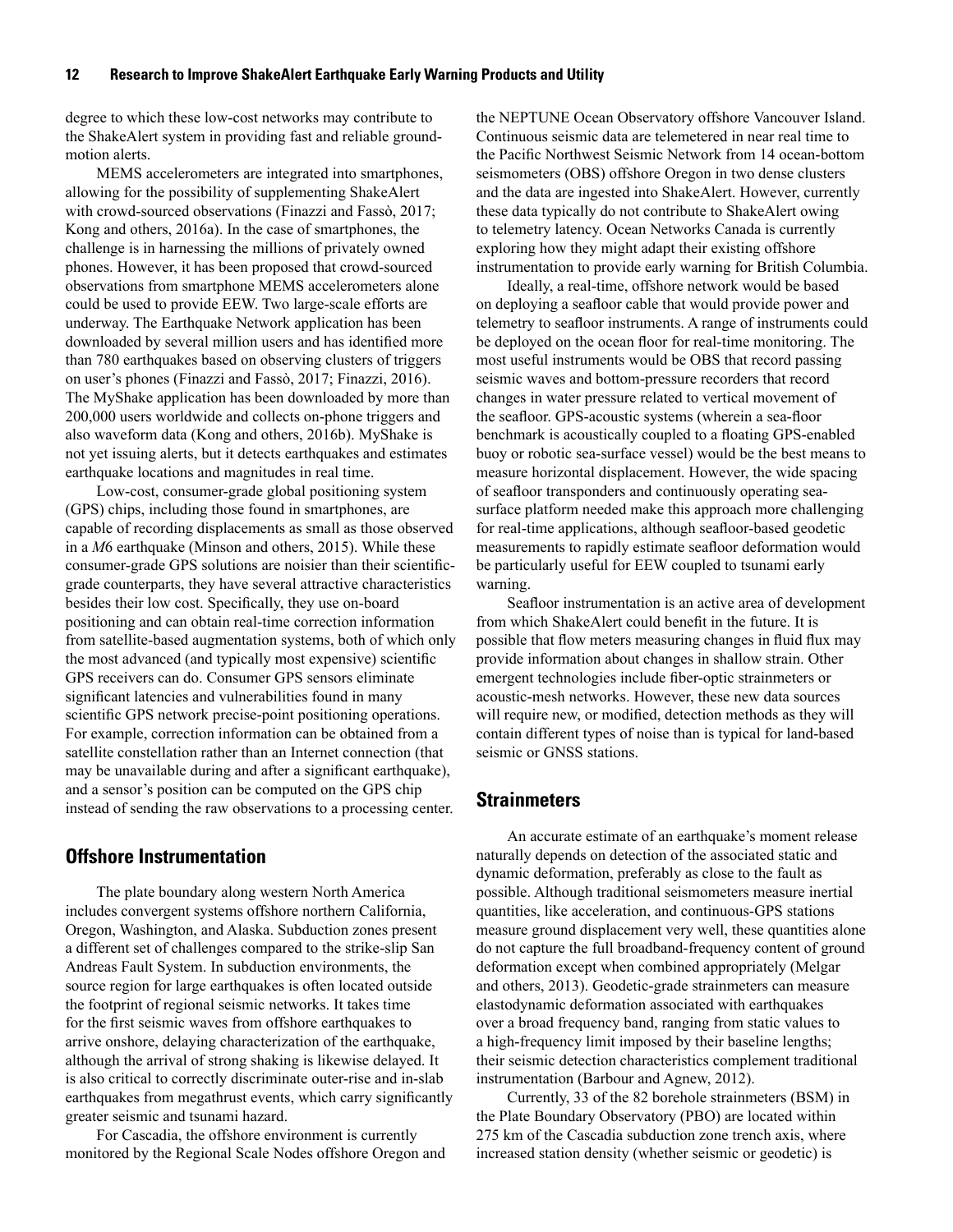degree to which these low-cost networks may contribute to the ShakeAlert system in providing fast and reliable ground-motion alerts.

MEMS accelerometers are integrated into smartphones, allowing for the possibility of supplementing ShakeAlert with crowd-sourced observations (Finazzi and Fassò, 2017; Kong and others, 2016a). In the case of smartphones, the challenge is in harnessing the millions of privately owned phones. However, it has been proposed that crowd-sourced observations from smartphone MEMS accelerometers alone could be used to provide EEW. Two large-scale efforts are underway. The Earthquake Network application has been downloaded by several million users and has identified more than 780 earthquakes based on observing clusters of triggers on user's phones (Finazzi and Fassò, 2017; Finazzi, 2016). The MyShake application has been downloaded by more than 200,000 users worldwide and collects on-phone triggers and also waveform data (Kong and others, 2016b). MyShake is not yet issuing alerts, but it detects earthquakes and estimates earthquake locations and magnitudes in real time.

Low-cost, consumer-grade global positioning system (GPS) chips, including those found in smartphones, are capable of recording displacements as small as those observed in a *M*6 earthquake (Minson and others, 2015). While these consumer-grade GPS solutions are noisier than their scientific-grade counterparts, they have several attractive characteristics besides their low cost. Specifically, they use on-board positioning and can obtain real-time correction information from satellite-based augmentation systems, both of which only the most advanced (and typically most expensive) scientific GPS receivers can do. Consumer GPS sensors eliminate significant latencies and vulnerabilities found in many scientific GPS network precise-point positioning operations. For example, correction information can be obtained from a satellite constellation rather than an Internet connection (that may be unavailable during and after a significant earthquake), and a sensor's position can be computed on the GPS chip instead of sending the raw observations to a processing center.

## Offshore Instrumentation

The plate boundary along western North America includes convergent systems offshore northern California, Oregon, Washington, and Alaska. Subduction zones present a different set of challenges compared to the strike-slip San Andreas Fault System. In subduction environments, the source region for large earthquakes is often located outside the footprint of regional seismic networks. It takes time for the first seismic waves from offshore earthquakes to arrive onshore, delaying characterization of the earthquake, although the arrival of strong shaking is likewise delayed. It is also critical to correctly discriminate outer-rise and in-slab earthquakes from megathrust events, which carry significantly greater seismic and tsunami hazard.

For Cascadia, the offshore environment is currently monitored by the Regional Scale Nodes offshore Oregon and the NEPTUNE Ocean Observatory offshore Vancouver Island. Continuous seismic data are telemetered in near real time to the Pacific Northwest Seismic Network from 14 ocean-bottom seismometers (OBS) offshore Oregon in two dense clusters and the data are ingested into ShakeAlert. However, currently these data typically do not contribute to ShakeAlert owing to telemetry latency. Ocean Networks Canada is currently exploring how they might adapt their existing offshore instrumentation to provide early warning for British Columbia.

Ideally, a real-time, offshore network would be based on deploying a seafloor cable that would provide power and telemetry to seafloor instruments. A range of instruments could be deployed on the ocean floor for real-time monitoring. The most useful instruments would be OBS that record passing seismic waves and bottom-pressure recorders that record changes in water pressure related to vertical movement of the seafloor. GPS-acoustic systems (wherein a sea-floor benchmark is acoustically coupled to a floating GPS-enabled buoy or robotic sea-surface vessel) would be the best means to measure horizontal displacement. However, the wide spacing of seafloor transponders and continuously operating sea-surface platform needed make this approach more challenging for real-time applications, although seafloor-based geodetic measurements to rapidly estimate seafloor deformation would be particularly useful for EEW coupled to tsunami early warning.

Seafloor instrumentation is an active area of development from which ShakeAlert could benefit in the future. It is possible that flow meters measuring changes in fluid flux may provide information about changes in shallow strain. Other emergent technologies include fiber-optic strainmeters or acoustic-mesh networks. However, these new data sources will require new, or modified, detection methods as they will contain different types of noise than is typical for land-based seismic or GNSS stations.

## Strainmeters

An accurate estimate of an earthquake's moment release naturally depends on detection of the associated static and dynamic deformation, preferably as close to the fault as possible. Although traditional seismometers measure inertial quantities, like acceleration, and continuous-GPS stations measure ground displacement very well, these quantities alone do not capture the full broadband-frequency content of ground deformation except when combined appropriately (Melgar and others, 2013). Geodetic-grade strainmeters can measure elastodynamic deformation associated with earthquakes over a broad frequency band, ranging from static values to a high-frequency limit imposed by their baseline lengths; their seismic detection characteristics complement traditional instrumentation (Barbour and Agnew, 2012).

Currently, 33 of the 82 borehole strainmeters (BSM) in the Plate Boundary Observatory (PBO) are located within 275 km of the Cascadia subduction zone trench axis, where increased station density (whether seismic or geodetic) is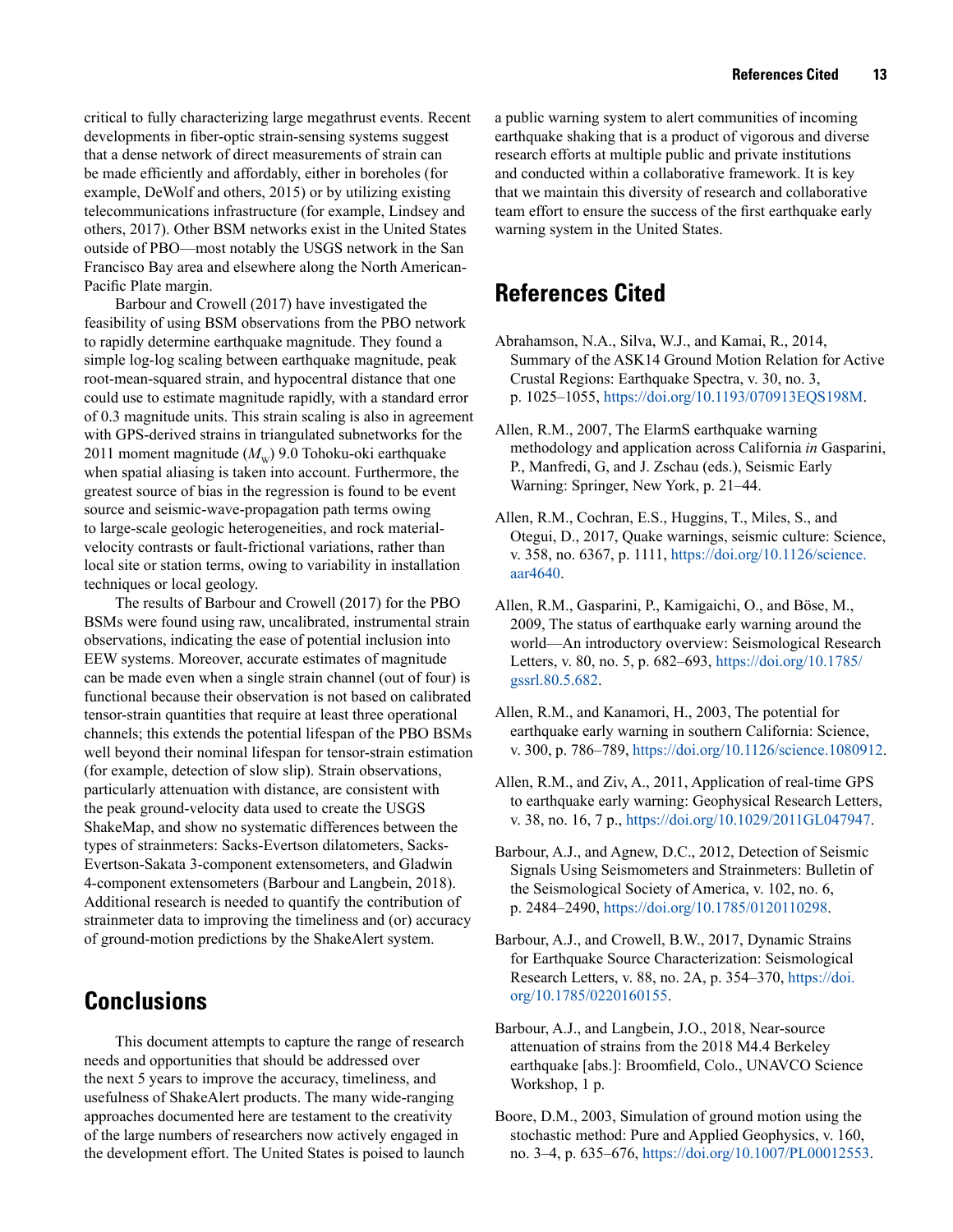critical to fully characterizing large megathrust events. Recent developments in fiber-optic strain-sensing systems suggest that a dense network of direct measurements of strain can be made efficiently and affordably, either in boreholes (for example, DeWolf and others, 2015) or by utilizing existing telecommunications infrastructure (for example, Lindsey and others, 2017). Other BSM networks exist in the United States outside of PBO—most notably the USGS network in the San Francisco Bay area and elsewhere along the North American-Pacific Plate margin.

Barbour and Crowell (2017) have investigated the feasibility of using BSM observations from the PBO network to rapidly determine earthquake magnitude. They found a simple log-log scaling between earthquake magnitude, peak root-mean-squared strain, and hypocentral distance that one could use to estimate magnitude rapidly, with a standard error of 0.3 magnitude units. This strain scaling is also in agreement with GPS-derived strains in triangulated subnetworks for the 2011 moment magnitude ($M_W$) 9.0 Tohoku-oki earthquake when spatial aliasing is taken into account. Furthermore, the greatest source of bias in the regression is found to be event source and seismic-wave-propagation path terms owing to large-scale geologic heterogeneities, and rock material-velocity contrasts or fault-frictional variations, rather than local site or station terms, owing to variability in installation techniques or local geology.

The results of Barbour and Crowell (2017) for the PBO BSMs were found using raw, uncalibrated, instrumental strain observations, indicating the ease of potential inclusion into EEW systems. Moreover, accurate estimates of magnitude can be made even when a single strain channel (out of four) is functional because their observation is not based on calibrated tensor-strain quantities that require at least three operational channels; this extends the potential lifespan of the PBO BSMs well beyond their nominal lifespan for tensor-strain estimation (for example, detection of slow slip). Strain observations, particularly attenuation with distance, are consistent with the peak ground-velocity data used to create the USGS ShakeMap, and show no systematic differences between the types of strainmeters: Sacks-Evertson dilatometers, Sacks-Evertson-Sakata 3-component extensometers, and Gladwin 4-component extensometers (Barbour and Langbein, 2018). Additional research is needed to quantify the contribution of strainmeter data to improving the timeliness and (or) accuracy of ground-motion predictions by the ShakeAlert system.

## Conclusions

This document attempts to capture the range of research needs and opportunities that should be addressed over the next 5 years to improve the accuracy, timeliness, and usefulness of ShakeAlert products. The many wide-ranging approaches documented here are testament to the creativity of the large numbers of researchers now actively engaged in the development effort. The United States is poised to launch a public warning system to alert communities of incoming earthquake shaking that is a product of vigorous and diverse research efforts at multiple public and private institutions and conducted within a collaborative framework. It is key that we maintain this diversity of research and collaborative team effort to ensure the success of the first earthquake early warning system in the United States.

## References Cited

Abrahamson, N.A., Silva, W.J., and Kamai, R., 2014, Summary of the ASK14 Ground Motion Relation for Active Crustal Regions: Earthquake Spectra, v. 30, no. 3, p. 1025–1055, https://doi.org/10.1193/070913EQS198M.

Allen, R.M., 2007, The ElarmS earthquake warning methodology and application across California *in* Gasparini, P., Manfredi, G, and J. Zschau (eds.), Seismic Early Warning: Springer, New York, p. 21–44.

Allen, R.M., Cochran, E.S., Huggins, T., Miles, S., and Otegui, D., 2017, Quake warnings, seismic culture: Science, v. 358, no. 6367, p. 1111, https://doi.org/10.1126/science.aar4640.

Allen, R.M., Gasparini, P., Kamigaichi, O., and Böse, M., 2009, The status of earthquake early warning around the world—An introductory overview: Seismological Research Letters, v. 80, no. 5, p. 682–693, https://doi.org/10.1785/gssrl.80.5.682.

Allen, R.M., and Kanamori, H., 2003, The potential for earthquake early warning in southern California: Science, v. 300, p. 786–789, https://doi.org/10.1126/science.1080912.

Allen, R.M., and Ziv, A., 2011, Application of real-time GPS to earthquake early warning: Geophysical Research Letters, v. 38, no. 16, 7 p., https://doi.org/10.1029/2011GL047947.

Barbour, A.J., and Agnew, D.C., 2012, Detection of Seismic Signals Using Seismometers and Strainmeters: Bulletin of the Seismological Society of America, v. 102, no. 6, p. 2484–2490, https://doi.org/10.1785/0120110298.

Barbour, A.J., and Crowell, B.W., 2017, Dynamic Strains for Earthquake Source Characterization: Seismological Research Letters, v. 88, no. 2A, p. 354–370, https://doi.org/10.1785/0220160155.

Barbour, A.J., and Langbein, J.O., 2018, Near-source attenuation of strains from the 2018 M4.4 Berkeley earthquake [abs.]: Broomfield, Colo., UNAVCO Science Workshop, 1 p.

Boore, D.M., 2003, Simulation of ground motion using the stochastic method: Pure and Applied Geophysics, v. 160, no. 3–4, p. 635–676, https://doi.org/10.1007/PL00012553.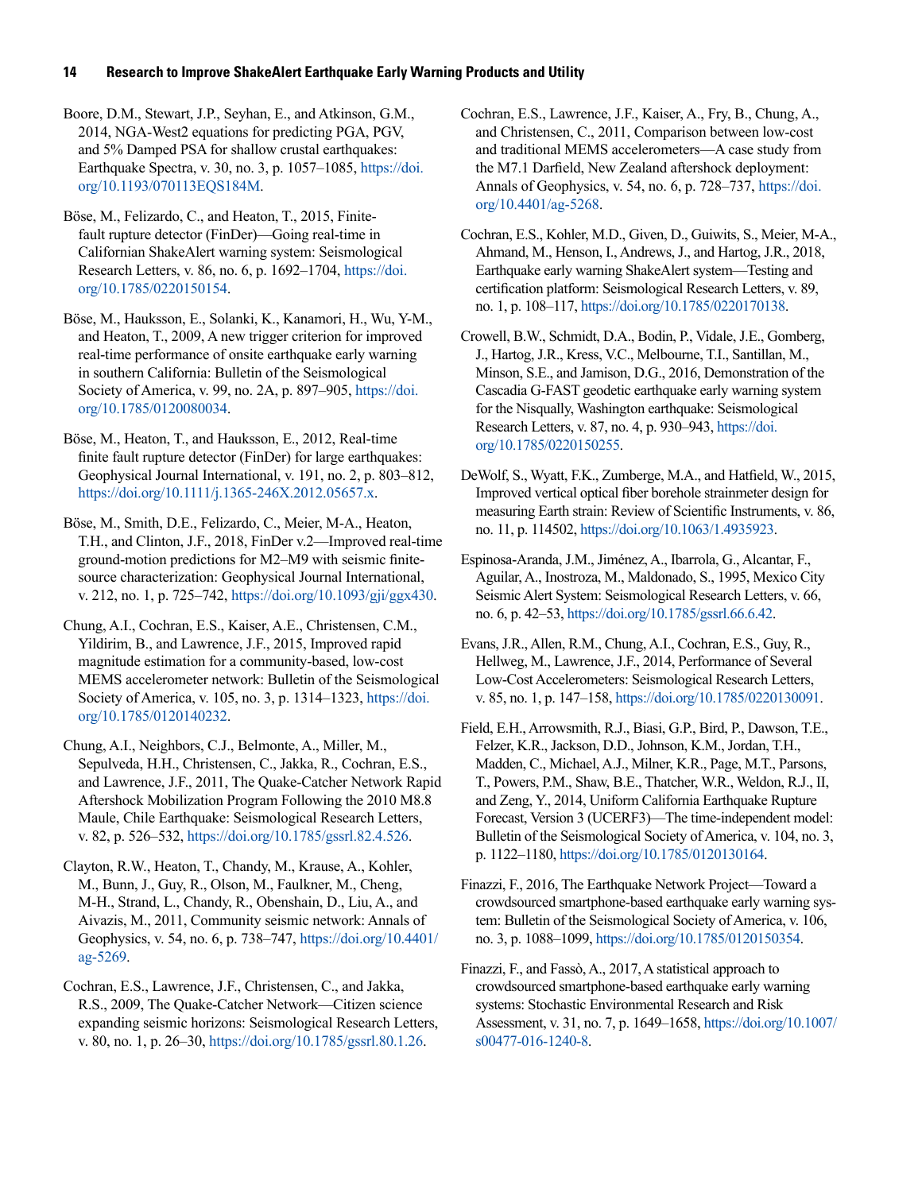Boore, D.M., Stewart, J.P., Seyhan, E., and Atkinson, G.M., 2014, NGA-West2 equations for predicting PGA, PGV, and 5% Damped PSA for shallow crustal earthquakes: Earthquake Spectra, v. 30, no. 3, p. 1057–1085, https://doi.org/10.1193/070113EQS184M.

Böse, M., Felizardo, C., and Heaton, T., 2015, Finite-fault rupture detector (FinDer)—Going real-time in Californian ShakeAlert warning system: Seismological Research Letters, v. 86, no. 6, p. 1692–1704, https://doi.org/10.1785/0220150154.

Böse, M., Hauksson, E., Solanki, K., Kanamori, H., Wu, Y-M., and Heaton, T., 2009, A new trigger criterion for improved real-time performance of onsite earthquake early warning in southern California: Bulletin of the Seismological Society of America, v. 99, no. 2A, p. 897–905, https://doi.org/10.1785/0120080034.

Böse, M., Heaton, T., and Hauksson, E., 2012, Real-time finite fault rupture detector (FinDer) for large earthquakes: Geophysical Journal International, v. 191, no. 2, p. 803–812, https://doi.org/10.1111/j.1365-246X.2012.05657.x.

Böse, M., Smith, D.E., Felizardo, C., Meier, M-A., Heaton, T.H., and Clinton, J.F., 2018, FinDer v.2—Improved real-time ground-motion predictions for M2–M9 with seismic finite-source characterization: Geophysical Journal International, v. 212, no. 1, p. 725–742, https://doi.org/10.1093/gji/ggx430.

Chung, A.I., Cochran, E.S., Kaiser, A.E., Christensen, C.M., Yildirim, B., and Lawrence, J.F., 2015, Improved rapid magnitude estimation for a community-based, low-cost MEMS accelerometer network: Bulletin of the Seismological Society of America, v. 105, no. 3, p. 1314–1323, https://doi.org/10.1785/0120140232.

Chung, A.I., Neighbors, C.J., Belmonte, A., Miller, M., Sepulveda, H.H., Christensen, C., Jakka, R., Cochran, E.S., and Lawrence, J.F., 2011, The Quake-Catcher Network Rapid Aftershock Mobilization Program Following the 2010 M8.8 Maule, Chile Earthquake: Seismological Research Letters, v. 82, p. 526–532, https://doi.org/10.1785/gssrl.82.4.526.

Clayton, R.W., Heaton, T., Chandy, M., Krause, A., Kohler, M., Bunn, J., Guy, R., Olson, M., Faulkner, M., Cheng, M-H., Strand, L., Chandy, R., Obenshain, D., Liu, A., and Aivazis, M., 2011, Community seismic network: Annals of Geophysics, v. 54, no. 6, p. 738–747, https://doi.org/10.4401/ag-5269.

Cochran, E.S., Lawrence, J.F., Christensen, C., and Jakka, R.S., 2009, The Quake-Catcher Network—Citizen science expanding seismic horizons: Seismological Research Letters, v. 80, no. 1, p. 26–30, https://doi.org/10.1785/gssrl.80.1.26.

Cochran, E.S., Lawrence, J.F., Kaiser, A., Fry, B., Chung, A., and Christensen, C., 2011, Comparison between low-cost and traditional MEMS accelerometers—A case study from the M7.1 Darfield, New Zealand aftershock deployment: Annals of Geophysics, v. 54, no. 6, p. 728–737, https://doi.org/10.4401/ag-5268.

Cochran, E.S., Kohler, M.D., Given, D., Guiwits, S., Meier, M-A., Ahmand, M., Henson, I., Andrews, J., and Hartog, J.R., 2018, Earthquake early warning ShakeAlert system—Testing and certification platform: Seismological Research Letters, v. 89, no. 1, p. 108–117, https://doi.org/10.1785/0220170138.

Crowell, B.W., Schmidt, D.A., Bodin, P., Vidale, J.E., Gomberg, J., Hartog, J.R., Kress, V.C., Melbourne, T.I., Santillan, M., Minson, S.E., and Jamison, D.G., 2016, Demonstration of the Cascadia G-FAST geodetic earthquake early warning system for the Nisqually, Washington earthquake: Seismological Research Letters, v. 87, no. 4, p. 930–943, https://doi.org/10.1785/0220150255.

DeWolf, S., Wyatt, F.K., Zumberge, M.A., and Hatfield, W., 2015, Improved vertical optical fiber borehole strainmeter design for measuring Earth strain: Review of Scientific Instruments, v. 86, no. 11, p. 114502, https://doi.org/10.1063/1.4935923.

Espinosa-Aranda, J.M., Jiménez, A., Ibarrola, G., Alcantar, F., Aguilar, A., Inostroza, M., Maldonado, S., 1995, Mexico City Seismic Alert System: Seismological Research Letters, v. 66, no. 6, p. 42–53, https://doi.org/10.1785/gssrl.66.6.42.

Evans, J.R., Allen, R.M., Chung, A.I., Cochran, E.S., Guy, R., Hellweg, M., Lawrence, J.F., 2014, Performance of Several Low-Cost Accelerometers: Seismological Research Letters, v. 85, no. 1, p. 147–158, https://doi.org/10.1785/0220130091.

Field, E.H., Arrowsmith, R.J., Biasi, G.P., Bird, P., Dawson, T.E., Felzer, K.R., Jackson, D.D., Johnson, K.M., Jordan, T.H., Madden, C., Michael, A.J., Milner, K.R., Page, M.T., Parsons, T., Powers, P.M., Shaw, B.E., Thatcher, W.R., Weldon, R.J., II, and Zeng, Y., 2014, Uniform California Earthquake Rupture Forecast, Version 3 (UCERF3)—The time-independent model: Bulletin of the Seismological Society of America, v. 104, no. 3, p. 1122–1180, https://doi.org/10.1785/0120130164.

Finazzi, F., 2016, The Earthquake Network Project—Toward a crowdsourced smartphone-based earthquake early warning system: Bulletin of the Seismological Society of America, v. 106, no. 3, p. 1088–1099, https://doi.org/10.1785/0120150354.

Finazzi, F., and Fassò, A., 2017, A statistical approach to crowdsourced smartphone-based earthquake early warning systems: Stochastic Environmental Research and Risk Assessment, v. 31, no. 7, p. 1649–1658, https://doi.org/10.1007/s00477-016-1240-8.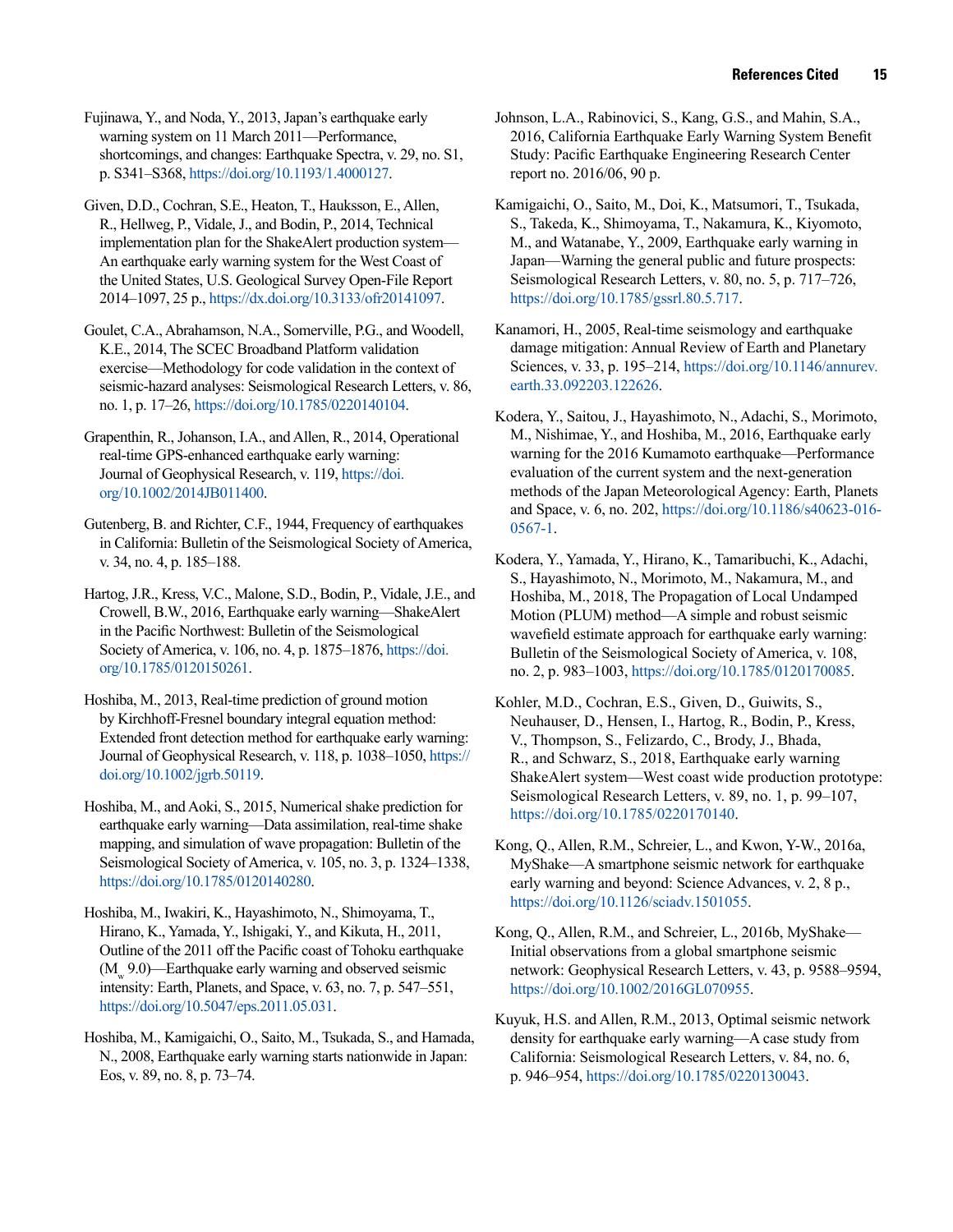Fujinawa, Y., and Noda, Y., 2013, Japan's earthquake early warning system on 11 March 2011—Performance, shortcomings, and changes: Earthquake Spectra, v. 29, no. S1, p. S341–S368, https://doi.org/10.1193/1.4000127.

Given, D.D., Cochran, S.E., Heaton, T., Hauksson, E., Allen, R., Hellweg, P., Vidale, J., and Bodin, P., 2014, Technical implementation plan for the ShakeAlert production system—An earthquake early warning system for the West Coast of the United States, U.S. Geological Survey Open-File Report 2014–1097, 25 p., https://dx.doi.org/10.3133/ofr20141097.

Goulet, C.A., Abrahamson, N.A., Somerville, P.G., and Woodell, K.E., 2014, The SCEC Broadband Platform validation exercise—Methodology for code validation in the context of seismic-hazard analyses: Seismological Research Letters, v. 86, no. 1, p. 17–26, https://doi.org/10.1785/0220140104.

Grapenthin, R., Johanson, I.A., and Allen, R., 2014, Operational real-time GPS-enhanced earthquake early warning: Journal of Geophysical Research, v. 119, https://doi.org/10.1002/2014JB011400.

Gutenberg, B. and Richter, C.F., 1944, Frequency of earthquakes in California: Bulletin of the Seismological Society of America, v. 34, no. 4, p. 185–188.

Hartog, J.R., Kress, V.C., Malone, S.D., Bodin, P., Vidale, J.E., and Crowell, B.W., 2016, Earthquake early warning—ShakeAlert in the Pacific Northwest: Bulletin of the Seismological Society of America, v. 106, no. 4, p. 1875–1876, https://doi.org/10.1785/0120150261.

Hoshiba, M., 2013, Real-time prediction of ground motion by Kirchhoff-Fresnel boundary integral equation method: Extended front detection method for earthquake early warning: Journal of Geophysical Research, v. 118, p. 1038–1050, https://doi.org/10.1002/jgrb.50119.

Hoshiba, M., and Aoki, S., 2015, Numerical shake prediction for earthquake early warning—Data assimilation, real-time shake mapping, and simulation of wave propagation: Bulletin of the Seismological Society of America, v. 105, no. 3, p. 1324–1338, https://doi.org/10.1785/0120140280.

Hoshiba, M., Iwakiri, K., Hayashimoto, N., Shimoyama, T., Hirano, K., Yamada, Y., Ishigaki, Y., and Kikuta, H., 2011, Outline of the 2011 off the Pacific coast of Tohoku earthquake ($M_w$ 9.0)—Earthquake early warning and observed seismic intensity: Earth, Planets, and Space, v. 63, no. 7, p. 547–551, https://doi.org/10.5047/eps.2011.05.031.

Hoshiba, M., Kamigaichi, O., Saito, M., Tsukada, S., and Hamada, N., 2008, Earthquake early warning starts nationwide in Japan: Eos, v. 89, no. 8, p. 73–74.

Johnson, L.A., Rabinovici, S., Kang, G.S., and Mahin, S.A., 2016, California Earthquake Early Warning System Benefit Study: Pacific Earthquake Engineering Research Center report no. 2016/06, 90 p.

Kamigaichi, O., Saito, M., Doi, K., Matsumori, T., Tsukada, S., Takeda, K., Shimoyama, T., Nakamura, K., Kiyomoto, M., and Watanabe, Y., 2009, Earthquake early warning in Japan—Warning the general public and future prospects: Seismological Research Letters, v. 80, no. 5, p. 717–726, https://doi.org/10.1785/gssrl.80.5.717.

Kanamori, H., 2005, Real-time seismology and earthquake damage mitigation: Annual Review of Earth and Planetary Sciences, v. 33, p. 195–214, https://doi.org/10.1146/annurev.earth.33.092203.122626.

Kodera, Y., Saitou, J., Hayashimoto, N., Adachi, S., Morimoto, M., Nishimae, Y., and Hoshiba, M., 2016, Earthquake early warning for the 2016 Kumamoto earthquake—Performance evaluation of the current system and the next-generation methods of the Japan Meteorological Agency: Earth, Planets and Space, v. 6, no. 202, https://doi.org/10.1186/s40623-016-0567-1.

Kodera, Y., Yamada, Y., Hirano, K., Tamaribuchi, K., Adachi, S., Hayashimoto, N., Morimoto, M., Nakamura, M., and Hoshiba, M., 2018, The Propagation of Local Undamped Motion (PLUM) method—A simple and robust seismic wavefield estimate approach for earthquake early warning: Bulletin of the Seismological Society of America, v. 108, no. 2, p. 983–1003, https://doi.org/10.1785/0120170085.

Kohler, M.D., Cochran, E.S., Given, D., Guiwits, S., Neuhauser, D., Hensen, I., Hartog, R., Bodin, P., Kress, V., Thompson, S., Felizardo, C., Brody, J., Bhada, R., and Schwarz, S., 2018, Earthquake early warning ShakeAlert system—West coast wide production prototype: Seismological Research Letters, v. 89, no. 1, p. 99–107, https://doi.org/10.1785/0220170140.

Kong, Q., Allen, R.M., Schreier, L., and Kwon, Y-W., 2016a, MyShake—A smartphone seismic network for earthquake early warning and beyond: Science Advances, v. 2, 8 p., https://doi.org/10.1126/sciadv.1501055.

Kong, Q., Allen, R.M., and Schreier, L., 2016b, MyShake—Initial observations from a global smartphone seismic network: Geophysical Research Letters, v. 43, p. 9588–9594, https://doi.org/10.1002/2016GL070955.

Kuyuk, H.S. and Allen, R.M., 2013, Optimal seismic network density for earthquake early warning—A case study from California: Seismological Research Letters, v. 84, no. 6, p. 946–954, https://doi.org/10.1785/0220130043.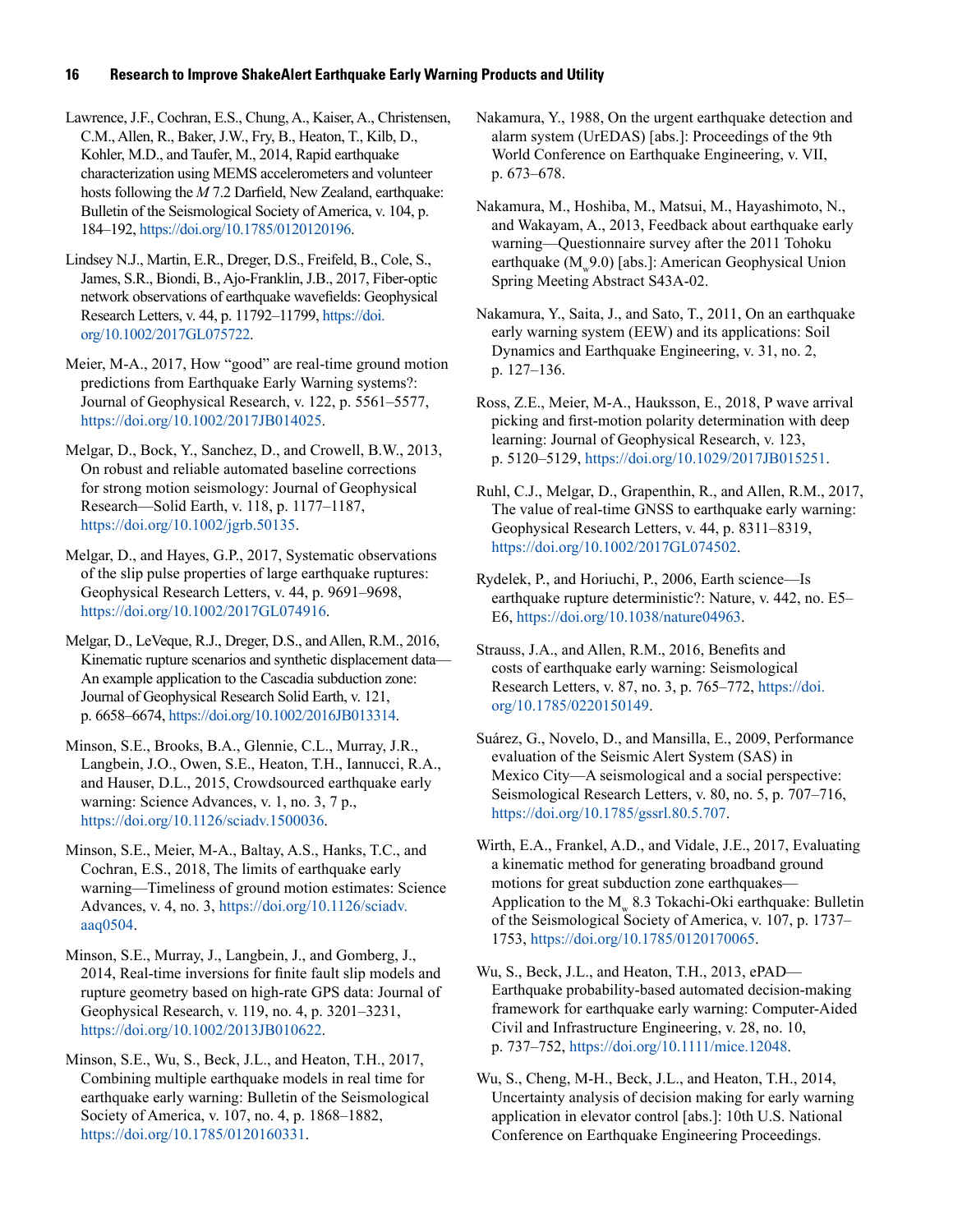Lawrence, J.F., Cochran, E.S., Chung, A., Kaiser, A., Christensen, C.M., Allen, R., Baker, J.W., Fry, B., Heaton, T., Kilb, D., Kohler, M.D., and Taufer, M., 2014, Rapid earthquake characterization using MEMS accelerometers and volunteer hosts following the *M* 7.2 Darfield, New Zealand, earthquake: Bulletin of the Seismological Society of America, v. 104, p. 184–192, https://doi.org/10.1785/0120120196.

Lindsey N.J., Martin, E.R., Dreger, D.S., Freifeld, B., Cole, S., James, S.R., Biondi, B., Ajo-Franklin, J.B., 2017, Fiber-optic network observations of earthquake wavefields: Geophysical Research Letters, v. 44, p. 11792–11799, https://doi.org/10.1002/2017GL075722.

Meier, M-A., 2017, How "good" are real-time ground motion predictions from Earthquake Early Warning systems?: Journal of Geophysical Research, v. 122, p. 5561–5577, https://doi.org/10.1002/2017JB014025.

Melgar, D., Bock, Y., Sanchez, D., and Crowell, B.W., 2013, On robust and reliable automated baseline corrections for strong motion seismology: Journal of Geophysical Research—Solid Earth, v. 118, p. 1177–1187, https://doi.org/10.1002/jgrb.50135.

Melgar, D., and Hayes, G.P., 2017, Systematic observations of the slip pulse properties of large earthquake ruptures: Geophysical Research Letters, v. 44, p. 9691–9698, https://doi.org/10.1002/2017GL074916.

Melgar, D., LeVeque, R.J., Dreger, D.S., and Allen, R.M., 2016, Kinematic rupture scenarios and synthetic displacement data—An example application to the Cascadia subduction zone: Journal of Geophysical Research Solid Earth, v. 121, p. 6658–6674, https://doi.org/10.1002/2016JB013314.

Minson, S.E., Brooks, B.A., Glennie, C.L., Murray, J.R., Langbein, J.O., Owen, S.E., Heaton, T.H., Iannucci, R.A., and Hauser, D.L., 2015, Crowdsourced earthquake early warning: Science Advances, v. 1, no. 3, 7 p., https://doi.org/10.1126/sciadv.1500036.

Minson, S.E., Meier, M-A., Baltay, A.S., Hanks, T.C., and Cochran, E.S., 2018, The limits of earthquake early warning—Timeliness of ground motion estimates: Science Advances, v. 4, no. 3, https://doi.org/10.1126/sciadv.aaq0504.

Minson, S.E., Murray, J., Langbein, J., and Gomberg, J., 2014, Real-time inversions for finite fault slip models and rupture geometry based on high-rate GPS data: Journal of Geophysical Research, v. 119, no. 4, p. 3201–3231, https://doi.org/10.1002/2013JB010622.

Minson, S.E., Wu, S., Beck, J.L., and Heaton, T.H., 2017, Combining multiple earthquake models in real time for earthquake early warning: Bulletin of the Seismological Society of America, v. 107, no. 4, p. 1868–1882, https://doi.org/10.1785/0120160331.

Nakamura, Y., 1988, On the urgent earthquake detection and alarm system (UrEDAS) [abs.]: Proceedings of the 9th World Conference on Earthquake Engineering, v. VII, p. 673–678.

Nakamura, M., Hoshiba, M., Matsui, M., Hayashimoto, N., and Wakayam, A., 2013, Feedback about earthquake early warning—Questionnaire survey after the 2011 Tohoku earthquake ($M_w$9.0) [abs.]: American Geophysical Union Spring Meeting Abstract S43A-02.

Nakamura, Y., Saita, J., and Sato, T., 2011, On an earthquake early warning system (EEW) and its applications: Soil Dynamics and Earthquake Engineering, v. 31, no. 2, p. 127–136.

Ross, Z.E., Meier, M-A., Hauksson, E., 2018, P wave arrival picking and first-motion polarity determination with deep learning: Journal of Geophysical Research, v. 123, p. 5120–5129, https://doi.org/10.1029/2017JB015251.

Ruhl, C.J., Melgar, D., Grapenthin, R., and Allen, R.M., 2017, The value of real-time GNSS to earthquake early warning: Geophysical Research Letters, v. 44, p. 8311–8319, https://doi.org/10.1002/2017GL074502.

Rydelek, P., and Horiuchi, P., 2006, Earth science—Is earthquake rupture deterministic?: Nature, v. 442, no. E5–E6, https://doi.org/10.1038/nature04963.

Strauss, J.A., and Allen, R.M., 2016, Benefits and costs of earthquake early warning: Seismological Research Letters, v. 87, no. 3, p. 765–772, https://doi.org/10.1785/0220150149.

Suárez, G., Novelo, D., and Mansilla, E., 2009, Performance evaluation of the Seismic Alert System (SAS) in Mexico City—A seismological and a social perspective: Seismological Research Letters, v. 80, no. 5, p. 707–716, https://doi.org/10.1785/gssrl.80.5.707.

Wirth, E.A., Frankel, A.D., and Vidale, J.E., 2017, Evaluating a kinematic method for generating broadband ground motions for great subduction zone earthquakes—Application to the $M_w$ 8.3 Tokachi-Oki earthquake: Bulletin of the Seismological Society of America, v. 107, p. 1737–1753, https://doi.org/10.1785/0120170065.

Wu, S., Beck, J.L., and Heaton, T.H., 2013, ePAD—Earthquake probability-based automated decision-making framework for earthquake early warning: Computer-Aided Civil and Infrastructure Engineering, v. 28, no. 10, p. 737–752, https://doi.org/10.1111/mice.12048.

Wu, S., Cheng, M-H., Beck, J.L., and Heaton, T.H., 2014, Uncertainty analysis of decision making for early warning application in elevator control [abs.]: 10th U.S. National Conference on Earthquake Engineering Proceedings.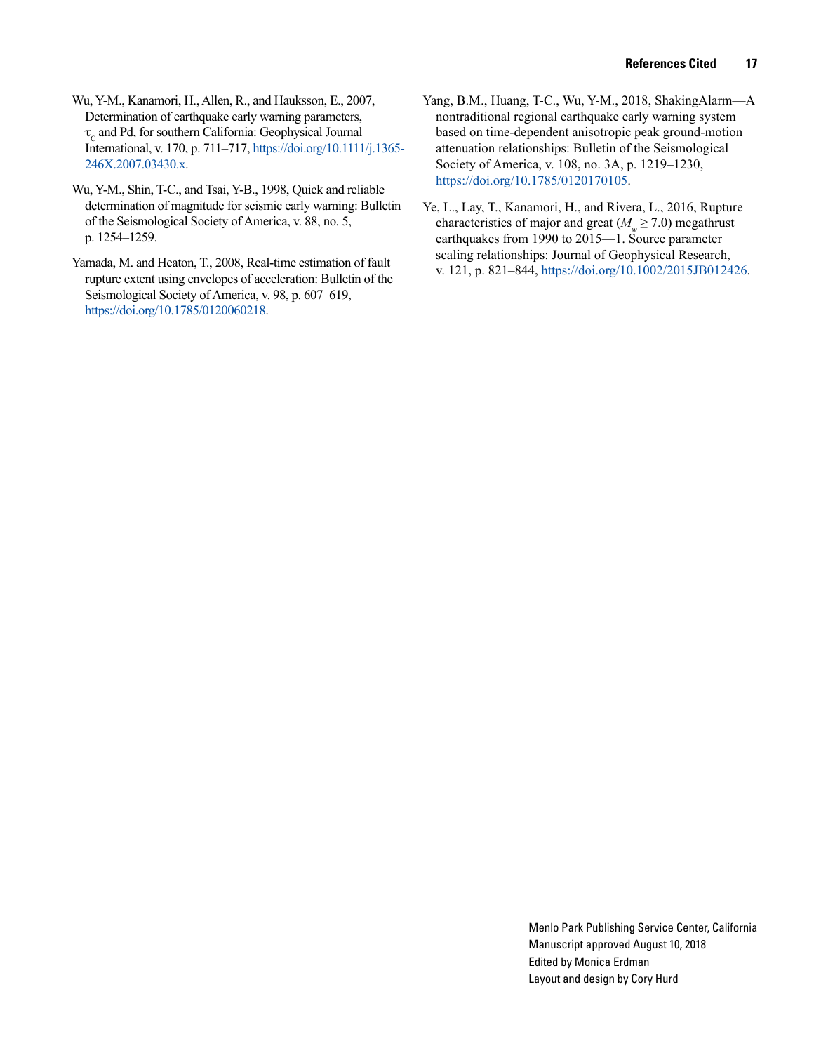Wu, Y-M., Kanamori, H., Allen, R., and Hauksson, E., 2007, Determination of earthquake early warning parameters, $\tau_c$ and Pd, for southern California: Geophysical Journal International, v. 170, p. 711–717, https://doi.org/10.1111/j.1365-246X.2007.03430.x.

Wu, Y-M., Shin, T-C., and Tsai, Y-B., 1998, Quick and reliable determination of magnitude for seismic early warning: Bulletin of the Seismological Society of America, v. 88, no. 5, p. 1254–1259.

Yamada, M. and Heaton, T., 2008, Real-time estimation of fault rupture extent using envelopes of acceleration: Bulletin of the Seismological Society of America, v. 98, p. 607–619, https://doi.org/10.1785/0120060218.

Yang, B.M., Huang, T-C., Wu, Y-M., 2018, ShakingAlarm—A nontraditional regional earthquake early warning system based on time-dependent anisotropic peak ground-motion attenuation relationships: Bulletin of the Seismological Society of America, v. 108, no. 3A, p. 1219–1230, https://doi.org/10.1785/0120170105.

Ye, L., Lay, T., Kanamori, H., and Rivera, L., 2016, Rupture characteristics of major and great ($M_w \geq 7.0$) megathrust earthquakes from 1990 to 2015—1. Source parameter scaling relationships: Journal of Geophysical Research, v. 121, p. 821–844, https://doi.org/10.1002/2015JB012426.

Menlo Park Publishing Service Center, California
Manuscript approved August 10, 2018
Edited by Monica Erdman
Layout and design by Cory Hurd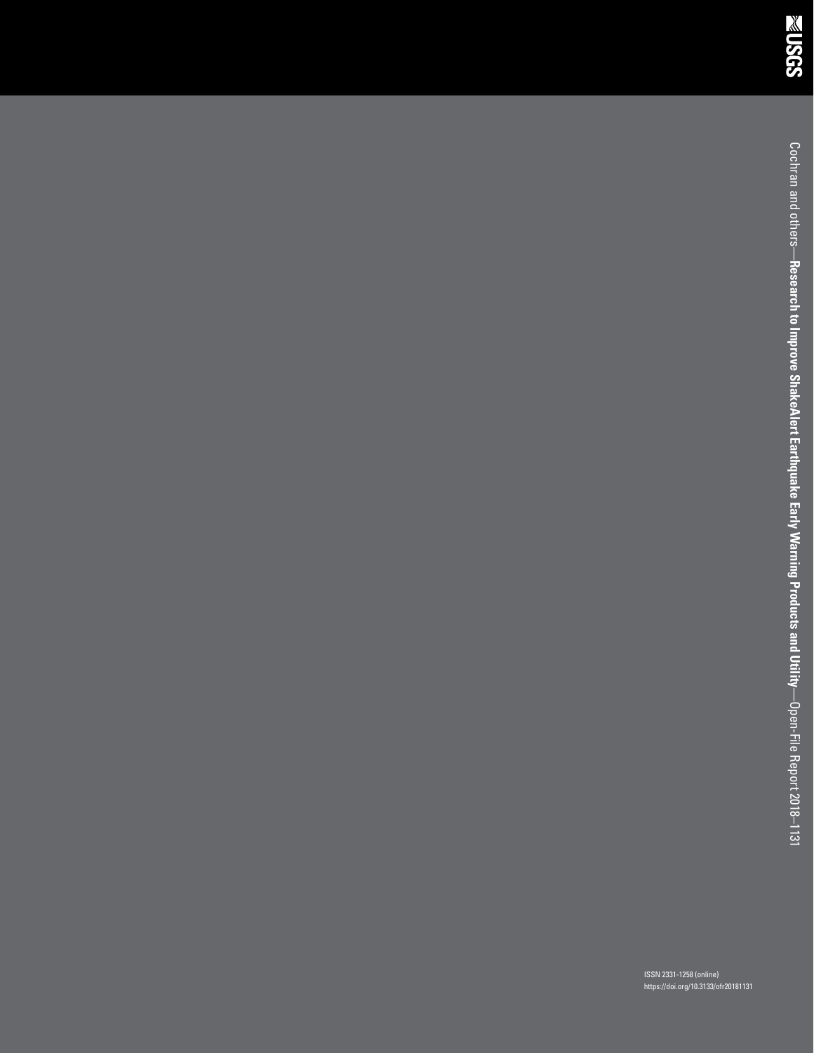Cochran and others—**Research to Improve ShakeAlert Earthquake Early Warning Products and Utility**—Open-File Report 2018–1131

ISSN 2331-1258 (online)
https://doi.org/10.3133/ofr20181131